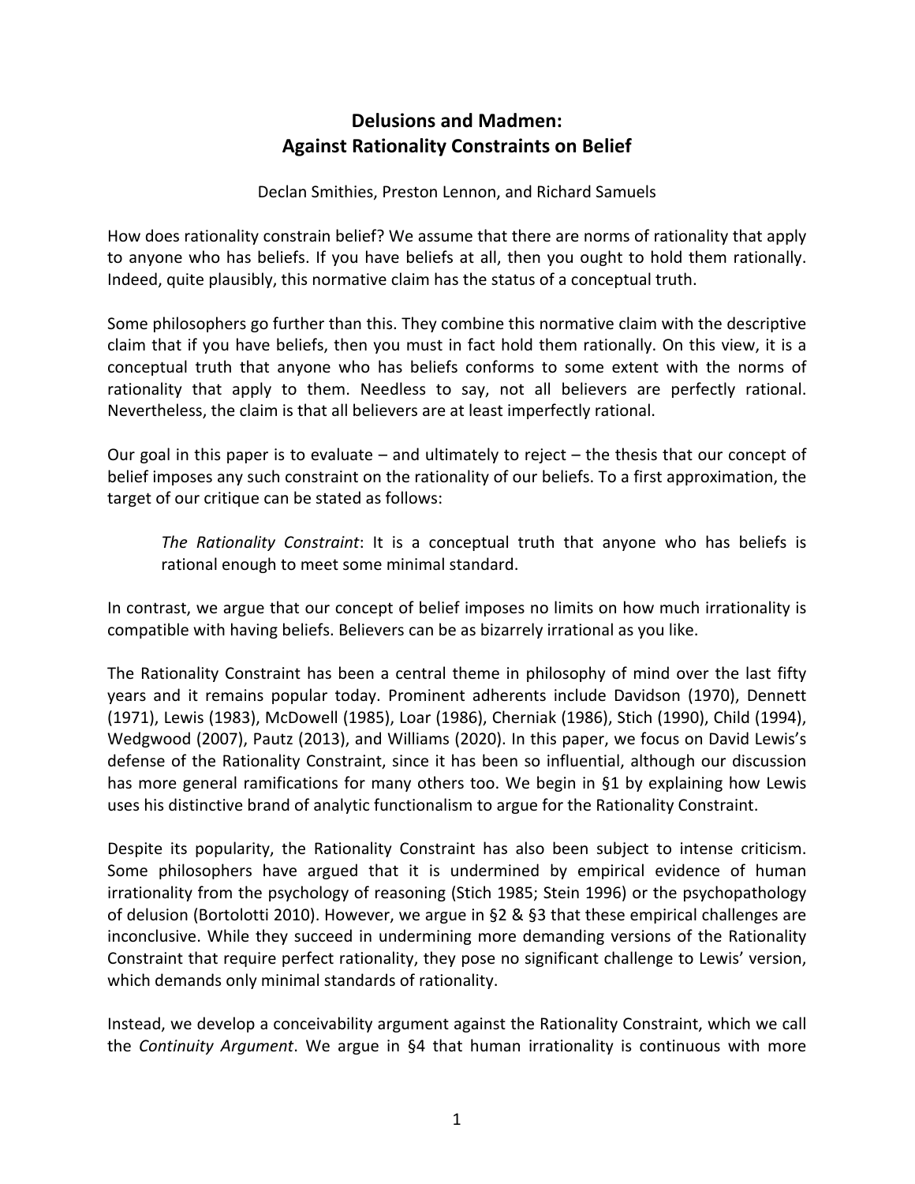# Delusions and Madmen:
# Against Rationality Constraints on Belief

Declan Smithies, Preston Lennon, and Richard Samuels

How does rationality constrain belief? We assume that there are norms of rationality that apply to anyone who has beliefs. If you have beliefs at all, then you ought to hold them rationally. Indeed, quite plausibly, this normative claim has the status of a conceptual truth.

Some philosophers go further than this. They combine this normative claim with the descriptive claim that if you have beliefs, then you must in fact hold them rationally. On this view, it is a conceptual truth that anyone who has beliefs conforms to some extent with the norms of rationality that apply to them. Needless to say, not all believers are perfectly rational. Nevertheless, the claim is that all believers are at least imperfectly rational.

Our goal in this paper is to evaluate – and ultimately to reject – the thesis that our concept of belief imposes any such constraint on the rationality of our beliefs. To a first approximation, the target of our critique can be stated as follows:

> *The Rationality Constraint*: It is a conceptual truth that anyone who has beliefs is rational enough to meet some minimal standard.

In contrast, we argue that our concept of belief imposes no limits on how much irrationality is compatible with having beliefs. Believers can be as bizarrely irrational as you like.

The Rationality Constraint has been a central theme in philosophy of mind over the last fifty years and it remains popular today. Prominent adherents include Davidson (1970), Dennett (1971), Lewis (1983), McDowell (1985), Loar (1986), Cherniak (1986), Stich (1990), Child (1994), Wedgwood (2007), Pautz (2013), and Williams (2020). In this paper, we focus on David Lewis's defense of the Rationality Constraint, since it has been so influential, although our discussion has more general ramifications for many others too. We begin in §1 by explaining how Lewis uses his distinctive brand of analytic functionalism to argue for the Rationality Constraint.

Despite its popularity, the Rationality Constraint has also been subject to intense criticism. Some philosophers have argued that it is undermined by empirical evidence of human irrationality from the psychology of reasoning (Stich 1985; Stein 1996) or the psychopathology of delusion (Bortolotti 2010). However, we argue in §2 & §3 that these empirical challenges are inconclusive. While they succeed in undermining more demanding versions of the Rationality Constraint that require perfect rationality, they pose no significant challenge to Lewis' version, which demands only minimal standards of rationality.

Instead, we develop a conceivability argument against the Rationality Constraint, which we call the *Continuity Argument*. We argue in §4 that human irrationality is continuous with more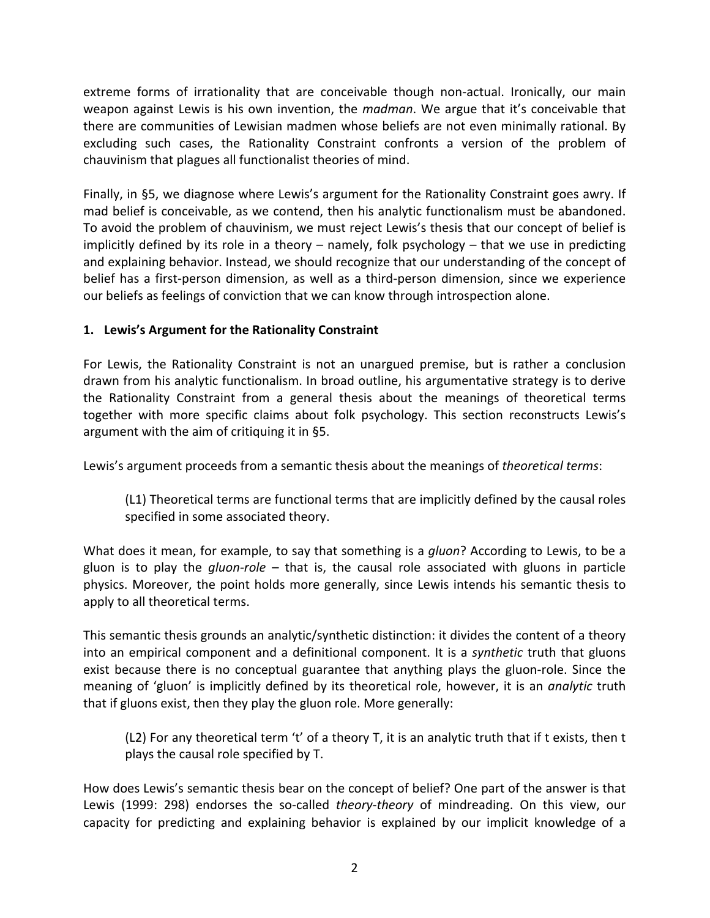extreme forms of irrationality that are conceivable though non-actual. Ironically, our main weapon against Lewis is his own invention, the *madman*. We argue that it's conceivable that there are communities of Lewisian madmen whose beliefs are not even minimally rational. By excluding such cases, the Rationality Constraint confronts a version of the problem of chauvinism that plagues all functionalist theories of mind.

Finally, in §5, we diagnose where Lewis's argument for the Rationality Constraint goes awry. If mad belief is conceivable, as we contend, then his analytic functionalism must be abandoned. To avoid the problem of chauvinism, we must reject Lewis's thesis that our concept of belief is implicitly defined by its role in a theory – namely, folk psychology – that we use in predicting and explaining behavior. Instead, we should recognize that our understanding of the concept of belief has a first-person dimension, as well as a third-person dimension, since we experience our beliefs as feelings of conviction that we can know through introspection alone.

## 1. Lewis's Argument for the Rationality Constraint

For Lewis, the Rationality Constraint is not an unargued premise, but is rather a conclusion drawn from his analytic functionalism. In broad outline, his argumentative strategy is to derive the Rationality Constraint from a general thesis about the meanings of theoretical terms together with more specific claims about folk psychology. This section reconstructs Lewis's argument with the aim of critiquing it in §5.

Lewis's argument proceeds from a semantic thesis about the meanings of *theoretical terms*:

> (L1) Theoretical terms are functional terms that are implicitly defined by the causal roles specified in some associated theory.

What does it mean, for example, to say that something is a *gluon*? According to Lewis, to be a gluon is to play the *gluon-role* – that is, the causal role associated with gluons in particle physics. Moreover, the point holds more generally, since Lewis intends his semantic thesis to apply to all theoretical terms.

This semantic thesis grounds an analytic/synthetic distinction: it divides the content of a theory into an empirical component and a definitional component. It is a *synthetic* truth that gluons exist because there is no conceptual guarantee that anything plays the gluon-role. Since the meaning of 'gluon' is implicitly defined by its theoretical role, however, it is an *analytic* truth that if gluons exist, then they play the gluon role. More generally:

> (L2) For any theoretical term 't' of a theory T, it is an analytic truth that if t exists, then t plays the causal role specified by T.

How does Lewis's semantic thesis bear on the concept of belief? One part of the answer is that Lewis (1999: 298) endorses the so-called *theory-theory* of mindreading. On this view, our capacity for predicting and explaining behavior is explained by our implicit knowledge of a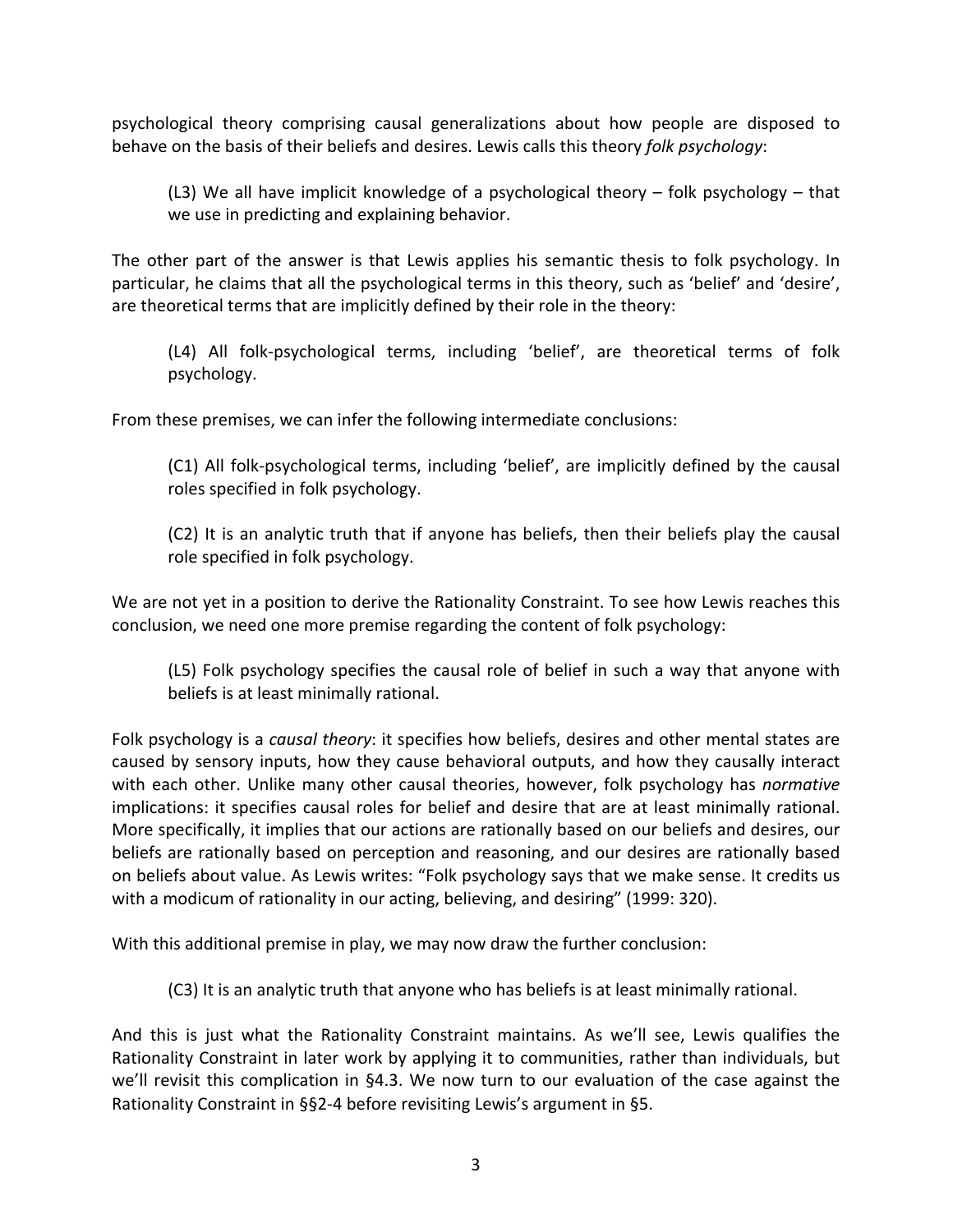psychological theory comprising causal generalizations about how people are disposed to behave on the basis of their beliefs and desires. Lewis calls this theory *folk psychology*:

> (L3) We all have implicit knowledge of a psychological theory – folk psychology – that we use in predicting and explaining behavior.

The other part of the answer is that Lewis applies his semantic thesis to folk psychology. In particular, he claims that all the psychological terms in this theory, such as 'belief' and 'desire', are theoretical terms that are implicitly defined by their role in the theory:

> (L4) All folk-psychological terms, including 'belief', are theoretical terms of folk psychology.

From these premises, we can infer the following intermediate conclusions:

> (C1) All folk-psychological terms, including 'belief', are implicitly defined by the causal roles specified in folk psychology.

> (C2) It is an analytic truth that if anyone has beliefs, then their beliefs play the causal role specified in folk psychology.

We are not yet in a position to derive the Rationality Constraint. To see how Lewis reaches this conclusion, we need one more premise regarding the content of folk psychology:

> (L5) Folk psychology specifies the causal role of belief in such a way that anyone with beliefs is at least minimally rational.

Folk psychology is a *causal theory*: it specifies how beliefs, desires and other mental states are caused by sensory inputs, how they cause behavioral outputs, and how they causally interact with each other. Unlike many other causal theories, however, folk psychology has *normative* implications: it specifies causal roles for belief and desire that are at least minimally rational. More specifically, it implies that our actions are rationally based on our beliefs and desires, our beliefs are rationally based on perception and reasoning, and our desires are rationally based on beliefs about value. As Lewis writes: "Folk psychology says that we make sense. It credits us with a modicum of rationality in our acting, believing, and desiring" (1999: 320).

With this additional premise in play, we may now draw the further conclusion:

> (C3) It is an analytic truth that anyone who has beliefs is at least minimally rational.

And this is just what the Rationality Constraint maintains. As we'll see, Lewis qualifies the Rationality Constraint in later work by applying it to communities, rather than individuals, but we'll revisit this complication in §4.3. We now turn to our evaluation of the case against the Rationality Constraint in §§2-4 before revisiting Lewis's argument in §5.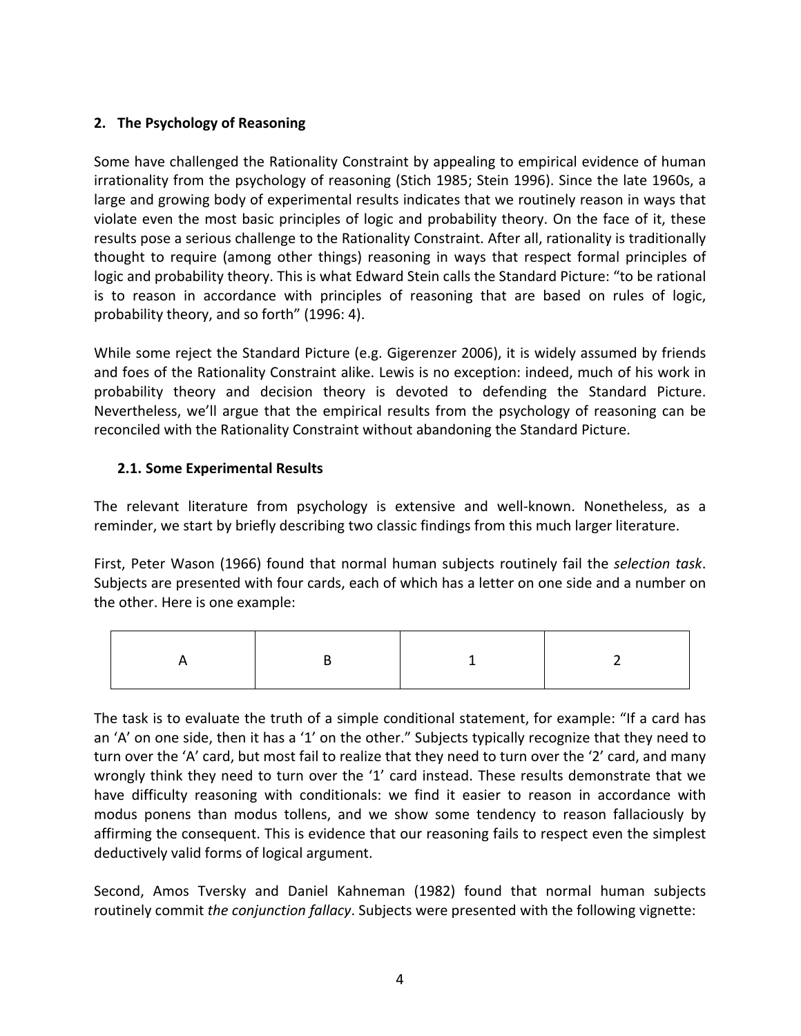## 2. The Psychology of Reasoning

Some have challenged the Rationality Constraint by appealing to empirical evidence of human irrationality from the psychology of reasoning (Stich 1985; Stein 1996). Since the late 1960s, a large and growing body of experimental results indicates that we routinely reason in ways that violate even the most basic principles of logic and probability theory. On the face of it, these results pose a serious challenge to the Rationality Constraint. After all, rationality is traditionally thought to require (among other things) reasoning in ways that respect formal principles of logic and probability theory. This is what Edward Stein calls the Standard Picture: "to be rational is to reason in accordance with principles of reasoning that are based on rules of logic, probability theory, and so forth" (1996: 4).

While some reject the Standard Picture (e.g. Gigerenzer 2006), it is widely assumed by friends and foes of the Rationality Constraint alike. Lewis is no exception: indeed, much of his work in probability theory and decision theory is devoted to defending the Standard Picture. Nevertheless, we'll argue that the empirical results from the psychology of reasoning can be reconciled with the Rationality Constraint without abandoning the Standard Picture.

### 2.1. Some Experimental Results

The relevant literature from psychology is extensive and well-known. Nonetheless, as a reminder, we start by briefly describing two classic findings from this much larger literature.

First, Peter Wason (1966) found that normal human subjects routinely fail the *selection task*. Subjects are presented with four cards, each of which has a letter on one side and a number on the other. Here is one example:

| A | B | 1 | 2 |
|---|---|---|---|

The task is to evaluate the truth of a simple conditional statement, for example: "If a card has an 'A' on one side, then it has a '1' on the other." Subjects typically recognize that they need to turn over the 'A' card, but most fail to realize that they need to turn over the '2' card, and many wrongly think they need to turn over the '1' card instead. These results demonstrate that we have difficulty reasoning with conditionals: we find it easier to reason in accordance with modus ponens than modus tollens, and we show some tendency to reason fallaciously by affirming the consequent. This is evidence that our reasoning fails to respect even the simplest deductively valid forms of logical argument.

Second, Amos Tversky and Daniel Kahneman (1982) found that normal human subjects routinely commit *the conjunction fallacy*. Subjects were presented with the following vignette: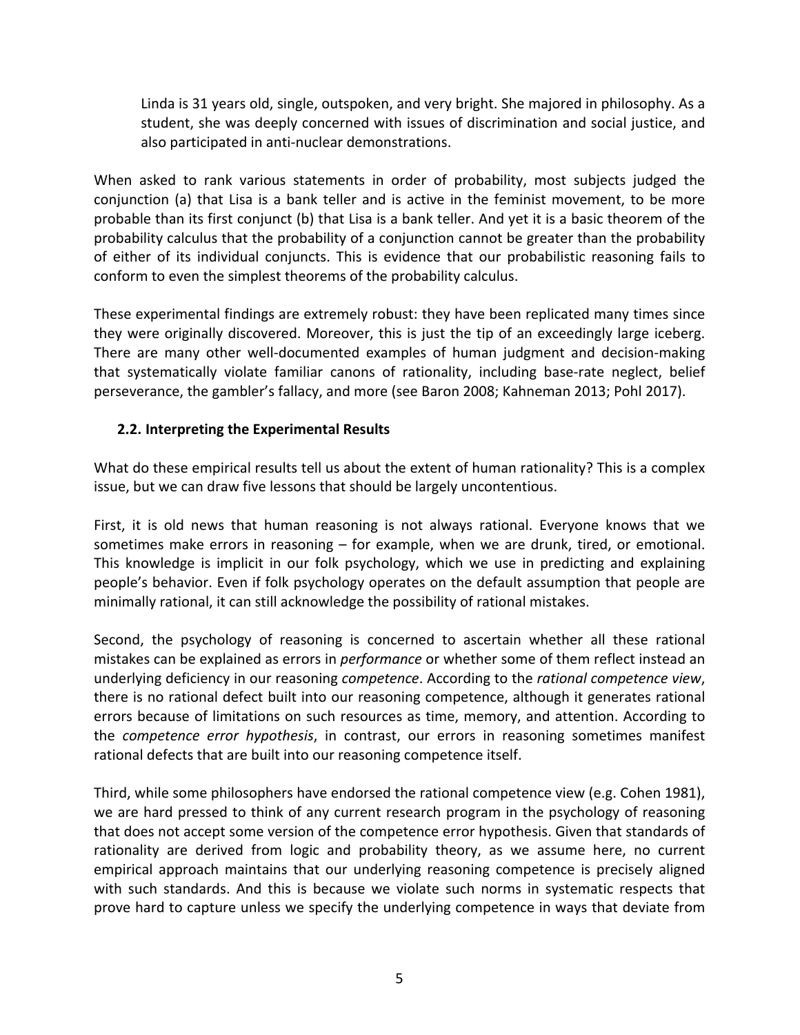> Linda is 31 years old, single, outspoken, and very bright. She majored in philosophy. As a student, she was deeply concerned with issues of discrimination and social justice, and also participated in anti-nuclear demonstrations.

When asked to rank various statements in order of probability, most subjects judged the conjunction (a) that Lisa is a bank teller and is active in the feminist movement, to be more probable than its first conjunct (b) that Lisa is a bank teller. And yet it is a basic theorem of the probability calculus that the probability of a conjunction cannot be greater than the probability of either of its individual conjuncts. This is evidence that our probabilistic reasoning fails to conform to even the simplest theorems of the probability calculus.

These experimental findings are extremely robust: they have been replicated many times since they were originally discovered. Moreover, this is just the tip of an exceedingly large iceberg. There are many other well-documented examples of human judgment and decision-making that systematically violate familiar canons of rationality, including base-rate neglect, belief perseverance, the gambler's fallacy, and more (see Baron 2008; Kahneman 2013; Pohl 2017).

### 2.2. Interpreting the Experimental Results

What do these empirical results tell us about the extent of human rationality? This is a complex issue, but we can draw five lessons that should be largely uncontentious.

First, it is old news that human reasoning is not always rational. Everyone knows that we sometimes make errors in reasoning – for example, when we are drunk, tired, or emotional. This knowledge is implicit in our folk psychology, which we use in predicting and explaining people's behavior. Even if folk psychology operates on the default assumption that people are minimally rational, it can still acknowledge the possibility of rational mistakes.

Second, the psychology of reasoning is concerned to ascertain whether all these rational mistakes can be explained as errors in *performance* or whether some of them reflect instead an underlying deficiency in our reasoning *competence*. According to the *rational competence view*, there is no rational defect built into our reasoning competence, although it generates rational errors because of limitations on such resources as time, memory, and attention. According to the *competence error hypothesis*, in contrast, our errors in reasoning sometimes manifest rational defects that are built into our reasoning competence itself.

Third, while some philosophers have endorsed the rational competence view (e.g. Cohen 1981), we are hard pressed to think of any current research program in the psychology of reasoning that does not accept some version of the competence error hypothesis. Given that standards of rationality are derived from logic and probability theory, as we assume here, no current empirical approach maintains that our underlying reasoning competence is precisely aligned with such standards. And this is because we violate such norms in systematic respects that prove hard to capture unless we specify the underlying competence in ways that deviate from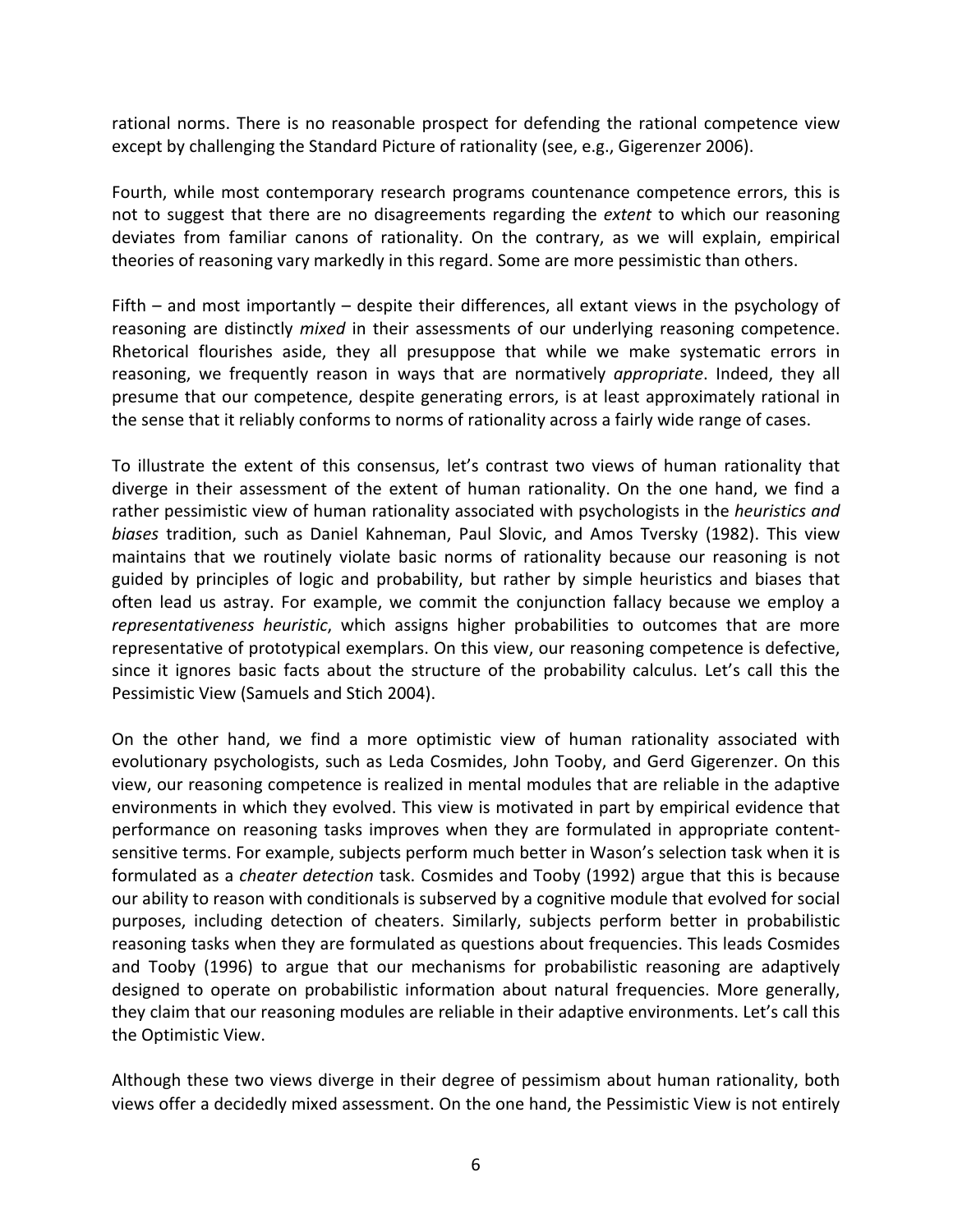rational norms. There is no reasonable prospect for defending the rational competence view except by challenging the Standard Picture of rationality (see, e.g., Gigerenzer 2006).

Fourth, while most contemporary research programs countenance competence errors, this is not to suggest that there are no disagreements regarding the *extent* to which our reasoning deviates from familiar canons of rationality. On the contrary, as we will explain, empirical theories of reasoning vary markedly in this regard. Some are more pessimistic than others.

Fifth – and most importantly – despite their differences, all extant views in the psychology of reasoning are distinctly *mixed* in their assessments of our underlying reasoning competence. Rhetorical flourishes aside, they all presuppose that while we make systematic errors in reasoning, we frequently reason in ways that are normatively *appropriate*. Indeed, they all presume that our competence, despite generating errors, is at least approximately rational in the sense that it reliably conforms to norms of rationality across a fairly wide range of cases.

To illustrate the extent of this consensus, let's contrast two views of human rationality that diverge in their assessment of the extent of human rationality. On the one hand, we find a rather pessimistic view of human rationality associated with psychologists in the *heuristics and biases* tradition, such as Daniel Kahneman, Paul Slovic, and Amos Tversky (1982). This view maintains that we routinely violate basic norms of rationality because our reasoning is not guided by principles of logic and probability, but rather by simple heuristics and biases that often lead us astray. For example, we commit the conjunction fallacy because we employ a *representativeness heuristic*, which assigns higher probabilities to outcomes that are more representative of prototypical exemplars. On this view, our reasoning competence is defective, since it ignores basic facts about the structure of the probability calculus. Let's call this the Pessimistic View (Samuels and Stich 2004).

On the other hand, we find a more optimistic view of human rationality associated with evolutionary psychologists, such as Leda Cosmides, John Tooby, and Gerd Gigerenzer. On this view, our reasoning competence is realized in mental modules that are reliable in the adaptive environments in which they evolved. This view is motivated in part by empirical evidence that performance on reasoning tasks improves when they are formulated in appropriate content-sensitive terms. For example, subjects perform much better in Wason's selection task when it is formulated as a *cheater detection* task. Cosmides and Tooby (1992) argue that this is because our ability to reason with conditionals is subserved by a cognitive module that evolved for social purposes, including detection of cheaters. Similarly, subjects perform better in probabilistic reasoning tasks when they are formulated as questions about frequencies. This leads Cosmides and Tooby (1996) to argue that our mechanisms for probabilistic reasoning are adaptively designed to operate on probabilistic information about natural frequencies. More generally, they claim that our reasoning modules are reliable in their adaptive environments. Let's call this the Optimistic View.

Although these two views diverge in their degree of pessimism about human rationality, both views offer a decidedly mixed assessment. On the one hand, the Pessimistic View is not entirely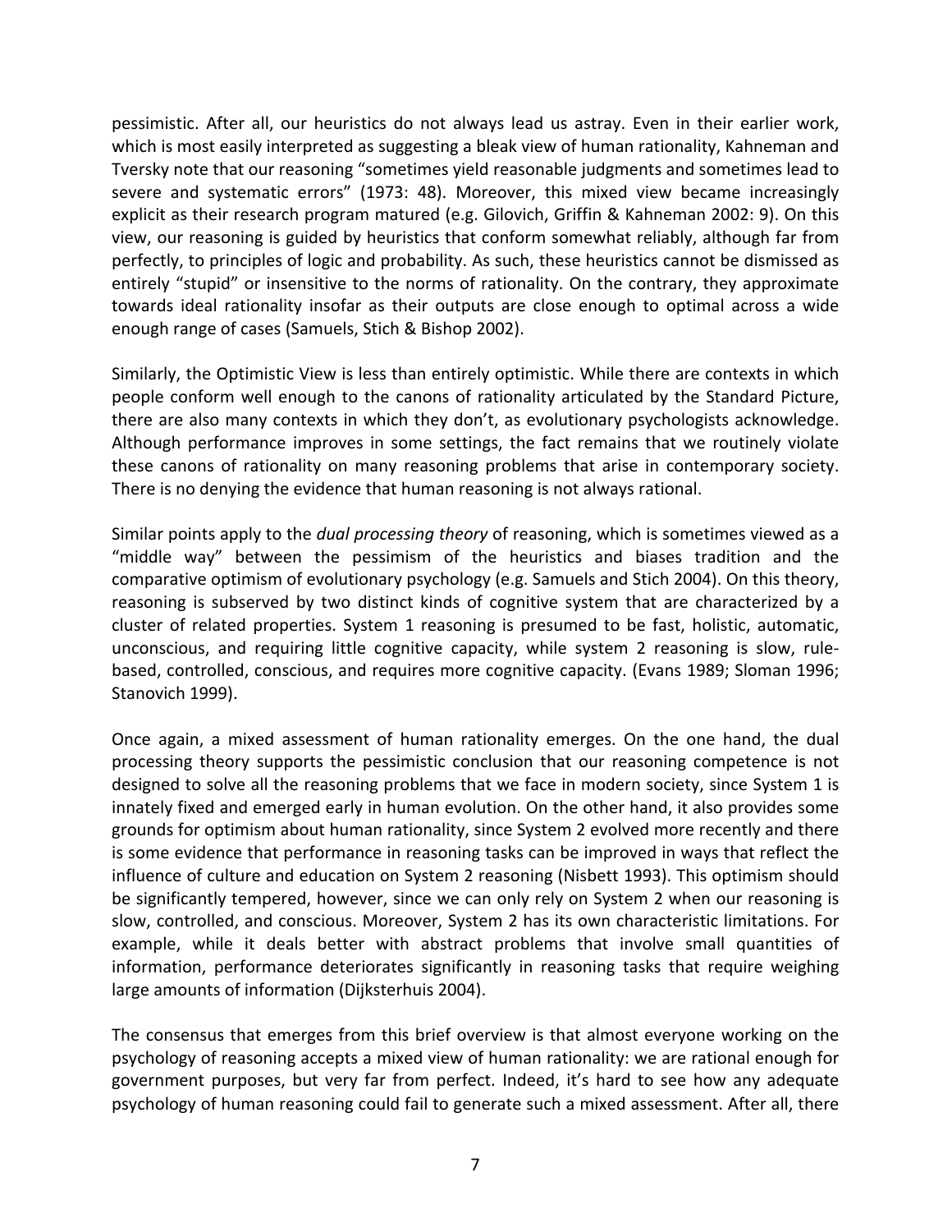pessimistic. After all, our heuristics do not always lead us astray. Even in their earlier work, which is most easily interpreted as suggesting a bleak view of human rationality, Kahneman and Tversky note that our reasoning "sometimes yield reasonable judgments and sometimes lead to severe and systematic errors" (1973: 48). Moreover, this mixed view became increasingly explicit as their research program matured (e.g. Gilovich, Griffin & Kahneman 2002: 9). On this view, our reasoning is guided by heuristics that conform somewhat reliably, although far from perfectly, to principles of logic and probability. As such, these heuristics cannot be dismissed as entirely "stupid" or insensitive to the norms of rationality. On the contrary, they approximate towards ideal rationality insofar as their outputs are close enough to optimal across a wide enough range of cases (Samuels, Stich & Bishop 2002).

Similarly, the Optimistic View is less than entirely optimistic. While there are contexts in which people conform well enough to the canons of rationality articulated by the Standard Picture, there are also many contexts in which they don't, as evolutionary psychologists acknowledge. Although performance improves in some settings, the fact remains that we routinely violate these canons of rationality on many reasoning problems that arise in contemporary society. There is no denying the evidence that human reasoning is not always rational.

Similar points apply to the *dual processing theory* of reasoning, which is sometimes viewed as a "middle way" between the pessimism of the heuristics and biases tradition and the comparative optimism of evolutionary psychology (e.g. Samuels and Stich 2004). On this theory, reasoning is subserved by two distinct kinds of cognitive system that are characterized by a cluster of related properties. System 1 reasoning is presumed to be fast, holistic, automatic, unconscious, and requiring little cognitive capacity, while system 2 reasoning is slow, rule-based, controlled, conscious, and requires more cognitive capacity. (Evans 1989; Sloman 1996; Stanovich 1999).

Once again, a mixed assessment of human rationality emerges. On the one hand, the dual processing theory supports the pessimistic conclusion that our reasoning competence is not designed to solve all the reasoning problems that we face in modern society, since System 1 is innately fixed and emerged early in human evolution. On the other hand, it also provides some grounds for optimism about human rationality, since System 2 evolved more recently and there is some evidence that performance in reasoning tasks can be improved in ways that reflect the influence of culture and education on System 2 reasoning (Nisbett 1993). This optimism should be significantly tempered, however, since we can only rely on System 2 when our reasoning is slow, controlled, and conscious. Moreover, System 2 has its own characteristic limitations. For example, while it deals better with abstract problems that involve small quantities of information, performance deteriorates significantly in reasoning tasks that require weighing large amounts of information (Dijksterhuis 2004).

The consensus that emerges from this brief overview is that almost everyone working on the psychology of reasoning accepts a mixed view of human rationality: we are rational enough for government purposes, but very far from perfect. Indeed, it's hard to see how any adequate psychology of human reasoning could fail to generate such a mixed assessment. After all, there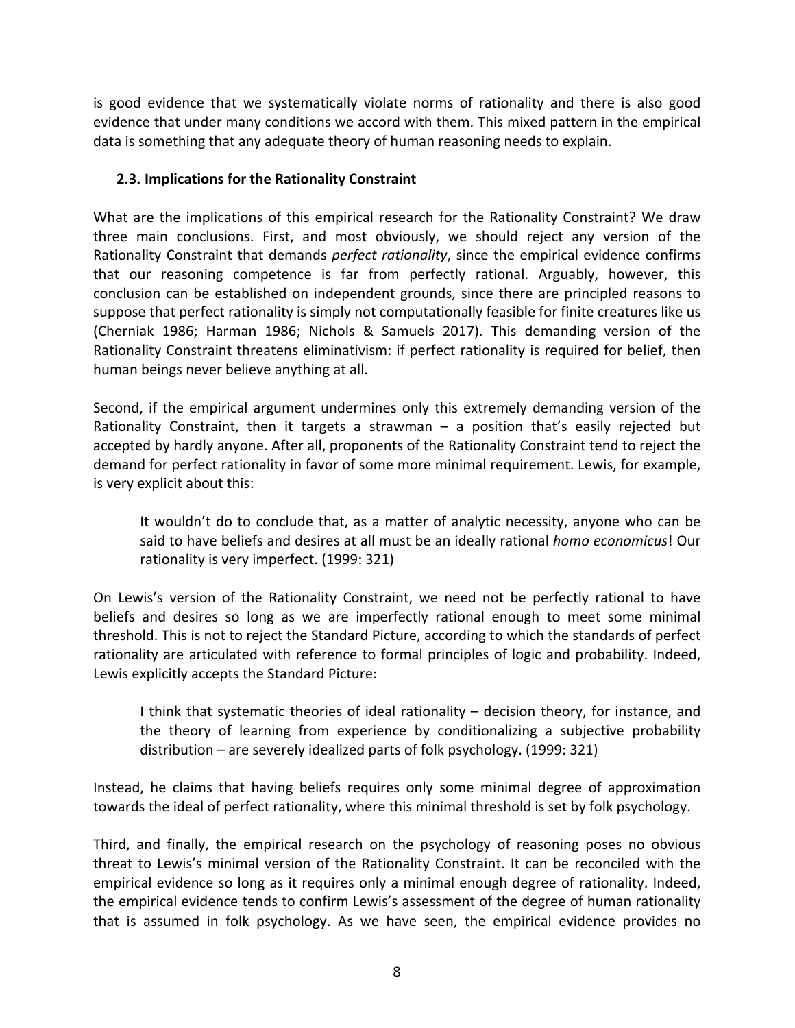is good evidence that we systematically violate norms of rationality and there is also good evidence that under many conditions we accord with them. This mixed pattern in the empirical data is something that any adequate theory of human reasoning needs to explain.

### 2.3. Implications for the Rationality Constraint

What are the implications of this empirical research for the Rationality Constraint? We draw three main conclusions. First, and most obviously, we should reject any version of the Rationality Constraint that demands *perfect rationality*, since the empirical evidence confirms that our reasoning competence is far from perfectly rational. Arguably, however, this conclusion can be established on independent grounds, since there are principled reasons to suppose that perfect rationality is simply not computationally feasible for finite creatures like us (Cherniak 1986; Harman 1986; Nichols & Samuels 2017). This demanding version of the Rationality Constraint threatens eliminativism: if perfect rationality is required for belief, then human beings never believe anything at all.

Second, if the empirical argument undermines only this extremely demanding version of the Rationality Constraint, then it targets a strawman – a position that's easily rejected but accepted by hardly anyone. After all, proponents of the Rationality Constraint tend to reject the demand for perfect rationality in favor of some more minimal requirement. Lewis, for example, is very explicit about this:

> It wouldn't do to conclude that, as a matter of analytic necessity, anyone who can be said to have beliefs and desires at all must be an ideally rational *homo economicus*! Our rationality is very imperfect. (1999: 321)

On Lewis's version of the Rationality Constraint, we need not be perfectly rational to have beliefs and desires so long as we are imperfectly rational enough to meet some minimal threshold. This is not to reject the Standard Picture, according to which the standards of perfect rationality are articulated with reference to formal principles of logic and probability. Indeed, Lewis explicitly accepts the Standard Picture:

> I think that systematic theories of ideal rationality – decision theory, for instance, and the theory of learning from experience by conditionalizing a subjective probability distribution – are severely idealized parts of folk psychology. (1999: 321)

Instead, he claims that having beliefs requires only some minimal degree of approximation towards the ideal of perfect rationality, where this minimal threshold is set by folk psychology.

Third, and finally, the empirical research on the psychology of reasoning poses no obvious threat to Lewis's minimal version of the Rationality Constraint. It can be reconciled with the empirical evidence so long as it requires only a minimal enough degree of rationality. Indeed, the empirical evidence tends to confirm Lewis's assessment of the degree of human rationality that is assumed in folk psychology. As we have seen, the empirical evidence provides no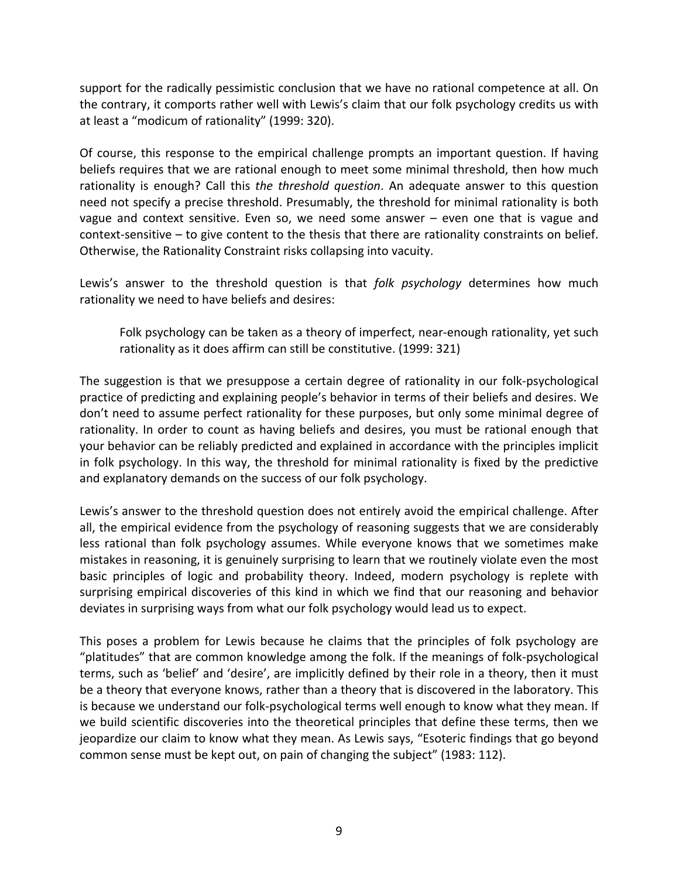support for the radically pessimistic conclusion that we have no rational competence at all. On the contrary, it comports rather well with Lewis's claim that our folk psychology credits us with at least a "modicum of rationality" (1999: 320).

Of course, this response to the empirical challenge prompts an important question. If having beliefs requires that we are rational enough to meet some minimal threshold, then how much rationality is enough? Call this *the threshold question*. An adequate answer to this question need not specify a precise threshold. Presumably, the threshold for minimal rationality is both vague and context sensitive. Even so, we need some answer – even one that is vague and context-sensitive – to give content to the thesis that there are rationality constraints on belief. Otherwise, the Rationality Constraint risks collapsing into vacuity.

Lewis's answer to the threshold question is that *folk psychology* determines how much rationality we need to have beliefs and desires:

> Folk psychology can be taken as a theory of imperfect, near-enough rationality, yet such rationality as it does affirm can still be constitutive. (1999: 321)

The suggestion is that we presuppose a certain degree of rationality in our folk-psychological practice of predicting and explaining people's behavior in terms of their beliefs and desires. We don't need to assume perfect rationality for these purposes, but only some minimal degree of rationality. In order to count as having beliefs and desires, you must be rational enough that your behavior can be reliably predicted and explained in accordance with the principles implicit in folk psychology. In this way, the threshold for minimal rationality is fixed by the predictive and explanatory demands on the success of our folk psychology.

Lewis's answer to the threshold question does not entirely avoid the empirical challenge. After all, the empirical evidence from the psychology of reasoning suggests that we are considerably less rational than folk psychology assumes. While everyone knows that we sometimes make mistakes in reasoning, it is genuinely surprising to learn that we routinely violate even the most basic principles of logic and probability theory. Indeed, modern psychology is replete with surprising empirical discoveries of this kind in which we find that our reasoning and behavior deviates in surprising ways from what our folk psychology would lead us to expect.

This poses a problem for Lewis because he claims that the principles of folk psychology are "platitudes" that are common knowledge among the folk. If the meanings of folk-psychological terms, such as 'belief' and 'desire', are implicitly defined by their role in a theory, then it must be a theory that everyone knows, rather than a theory that is discovered in the laboratory. This is because we understand our folk-psychological terms well enough to know what they mean. If we build scientific discoveries into the theoretical principles that define these terms, then we jeopardize our claim to know what they mean. As Lewis says, "Esoteric findings that go beyond common sense must be kept out, on pain of changing the subject" (1983: 112).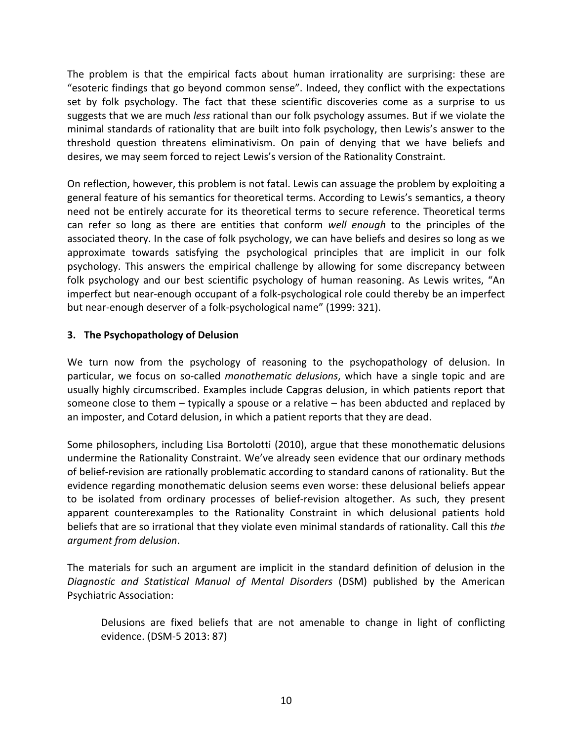The problem is that the empirical facts about human irrationality are surprising: these are "esoteric findings that go beyond common sense". Indeed, they conflict with the expectations set by folk psychology. The fact that these scientific discoveries come as a surprise to us suggests that we are much *less* rational than our folk psychology assumes. But if we violate the minimal standards of rationality that are built into folk psychology, then Lewis's answer to the threshold question threatens eliminativism. On pain of denying that we have beliefs and desires, we may seem forced to reject Lewis's version of the Rationality Constraint.

On reflection, however, this problem is not fatal. Lewis can assuage the problem by exploiting a general feature of his semantics for theoretical terms. According to Lewis's semantics, a theory need not be entirely accurate for its theoretical terms to secure reference. Theoretical terms can refer so long as there are entities that conform *well enough* to the principles of the associated theory. In the case of folk psychology, we can have beliefs and desires so long as we approximate towards satisfying the psychological principles that are implicit in our folk psychology. This answers the empirical challenge by allowing for some discrepancy between folk psychology and our best scientific psychology of human reasoning. As Lewis writes, "An imperfect but near-enough occupant of a folk-psychological role could thereby be an imperfect but near-enough deserver of a folk-psychological name" (1999: 321).

## 3. The Psychopathology of Delusion

We turn now from the psychology of reasoning to the psychopathology of delusion. In particular, we focus on so-called *monothematic delusions*, which have a single topic and are usually highly circumscribed. Examples include Capgras delusion, in which patients report that someone close to them – typically a spouse or a relative – has been abducted and replaced by an imposter, and Cotard delusion, in which a patient reports that they are dead.

Some philosophers, including Lisa Bortolotti (2010), argue that these monothematic delusions undermine the Rationality Constraint. We've already seen evidence that our ordinary methods of belief-revision are rationally problematic according to standard canons of rationality. But the evidence regarding monothematic delusion seems even worse: these delusional beliefs appear to be isolated from ordinary processes of belief-revision altogether. As such, they present apparent counterexamples to the Rationality Constraint in which delusional patients hold beliefs that are so irrational that they violate even minimal standards of rationality. Call this *the argument from delusion*.

The materials for such an argument are implicit in the standard definition of delusion in the *Diagnostic and Statistical Manual of Mental Disorders* (DSM) published by the American Psychiatric Association:

> Delusions are fixed beliefs that are not amenable to change in light of conflicting evidence. (DSM-5 2013: 87)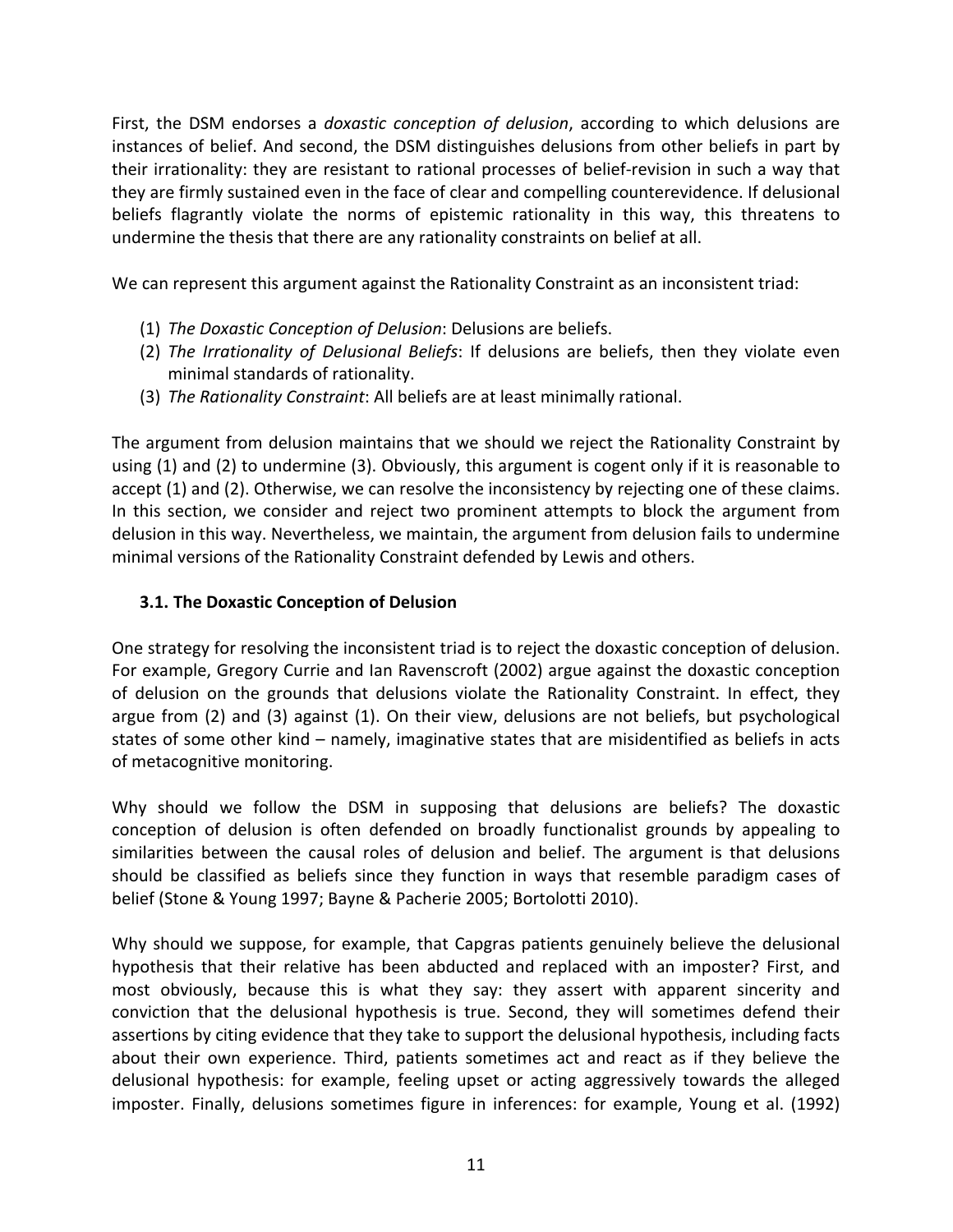First, the DSM endorses a *doxastic conception of delusion*, according to which delusions are instances of belief. And second, the DSM distinguishes delusions from other beliefs in part by their irrationality: they are resistant to rational processes of belief-revision in such a way that they are firmly sustained even in the face of clear and compelling counterevidence. If delusional beliefs flagrantly violate the norms of epistemic rationality in this way, this threatens to undermine the thesis that there are any rationality constraints on belief at all.

We can represent this argument against the Rationality Constraint as an inconsistent triad:

(1) *The Doxastic Conception of Delusion*: Delusions are beliefs.
(2) *The Irrationality of Delusional Beliefs*: If delusions are beliefs, then they violate even minimal standards of rationality.
(3) *The Rationality Constraint*: All beliefs are at least minimally rational.

The argument from delusion maintains that we should we reject the Rationality Constraint by using (1) and (2) to undermine (3). Obviously, this argument is cogent only if it is reasonable to accept (1) and (2). Otherwise, we can resolve the inconsistency by rejecting one of these claims. In this section, we consider and reject two prominent attempts to block the argument from delusion in this way. Nevertheless, we maintain, the argument from delusion fails to undermine minimal versions of the Rationality Constraint defended by Lewis and others.

### 3.1. The Doxastic Conception of Delusion

One strategy for resolving the inconsistent triad is to reject the doxastic conception of delusion. For example, Gregory Currie and Ian Ravenscroft (2002) argue against the doxastic conception of delusion on the grounds that delusions violate the Rationality Constraint. In effect, they argue from (2) and (3) against (1). On their view, delusions are not beliefs, but psychological states of some other kind – namely, imaginative states that are misidentified as beliefs in acts of metacognitive monitoring.

Why should we follow the DSM in supposing that delusions are beliefs? The doxastic conception of delusion is often defended on broadly functionalist grounds by appealing to similarities between the causal roles of delusion and belief. The argument is that delusions should be classified as beliefs since they function in ways that resemble paradigm cases of belief (Stone & Young 1997; Bayne & Pacherie 2005; Bortolotti 2010).

Why should we suppose, for example, that Capgras patients genuinely believe the delusional hypothesis that their relative has been abducted and replaced with an imposter? First, and most obviously, because this is what they say: they assert with apparent sincerity and conviction that the delusional hypothesis is true. Second, they will sometimes defend their assertions by citing evidence that they take to support the delusional hypothesis, including facts about their own experience. Third, patients sometimes act and react as if they believe the delusional hypothesis: for example, feeling upset or acting aggressively towards the alleged imposter. Finally, delusions sometimes figure in inferences: for example, Young et al. (1992)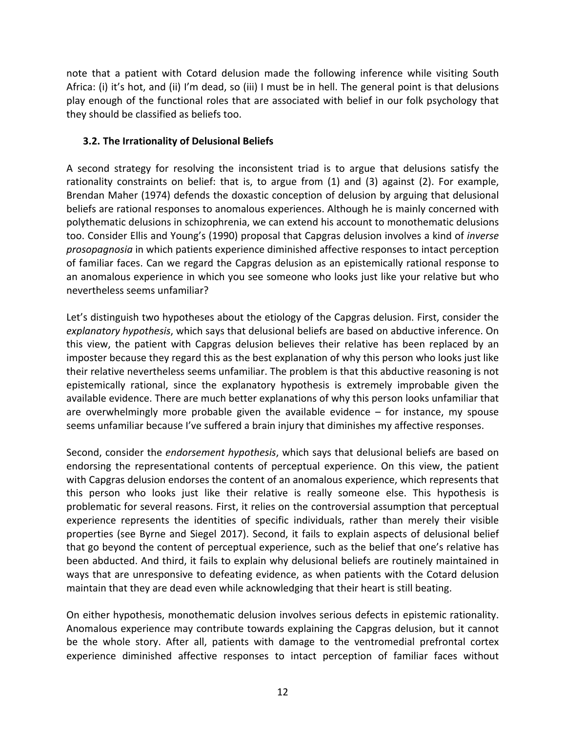note that a patient with Cotard delusion made the following inference while visiting South Africa: (i) it's hot, and (ii) I'm dead, so (iii) I must be in hell. The general point is that delusions play enough of the functional roles that are associated with belief in our folk psychology that they should be classified as beliefs too.

### 3.2. The Irrationality of Delusional Beliefs

A second strategy for resolving the inconsistent triad is to argue that delusions satisfy the rationality constraints on belief: that is, to argue from (1) and (3) against (2). For example, Brendan Maher (1974) defends the doxastic conception of delusion by arguing that delusional beliefs are rational responses to anomalous experiences. Although he is mainly concerned with polythematic delusions in schizophrenia, we can extend his account to monothematic delusions too. Consider Ellis and Young's (1990) proposal that Capgras delusion involves a kind of *inverse prosopagnosia* in which patients experience diminished affective responses to intact perception of familiar faces. Can we regard the Capgras delusion as an epistemically rational response to an anomalous experience in which you see someone who looks just like your relative but who nevertheless seems unfamiliar?

Let's distinguish two hypotheses about the etiology of the Capgras delusion. First, consider the *explanatory hypothesis*, which says that delusional beliefs are based on abductive inference. On this view, the patient with Capgras delusion believes their relative has been replaced by an imposter because they regard this as the best explanation of why this person who looks just like their relative nevertheless seems unfamiliar. The problem is that this abductive reasoning is not epistemically rational, since the explanatory hypothesis is extremely improbable given the available evidence. There are much better explanations of why this person looks unfamiliar that are overwhelmingly more probable given the available evidence – for instance, my spouse seems unfamiliar because I've suffered a brain injury that diminishes my affective responses.

Second, consider the *endorsement hypothesis*, which says that delusional beliefs are based on endorsing the representational contents of perceptual experience. On this view, the patient with Capgras delusion endorses the content of an anomalous experience, which represents that this person who looks just like their relative is really someone else. This hypothesis is problematic for several reasons. First, it relies on the controversial assumption that perceptual experience represents the identities of specific individuals, rather than merely their visible properties (see Byrne and Siegel 2017). Second, it fails to explain aspects of delusional belief that go beyond the content of perceptual experience, such as the belief that one's relative has been abducted. And third, it fails to explain why delusional beliefs are routinely maintained in ways that are unresponsive to defeating evidence, as when patients with the Cotard delusion maintain that they are dead even while acknowledging that their heart is still beating.

On either hypothesis, monothematic delusion involves serious defects in epistemic rationality. Anomalous experience may contribute towards explaining the Capgras delusion, but it cannot be the whole story. After all, patients with damage to the ventromedial prefrontal cortex experience diminished affective responses to intact perception of familiar faces without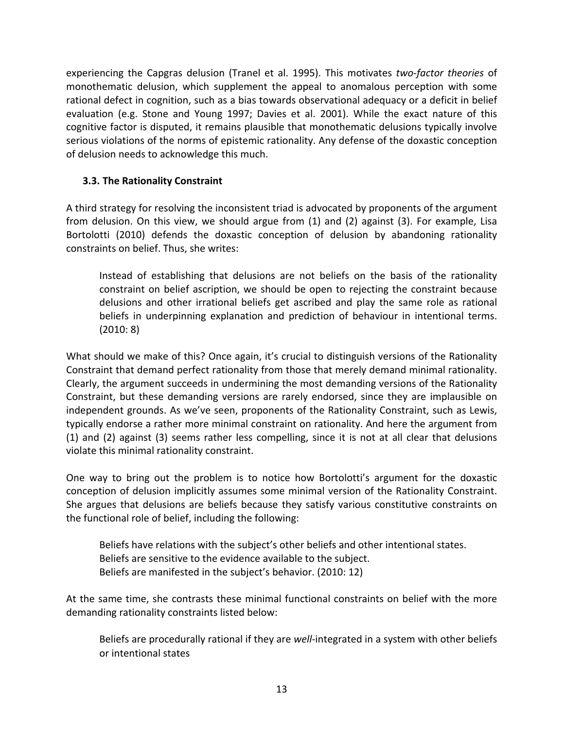experiencing the Capgras delusion (Tranel et al. 1995). This motivates *two-factor theories* of monothematic delusion, which supplement the appeal to anomalous perception with some rational defect in cognition, such as a bias towards observational adequacy or a deficit in belief evaluation (e.g. Stone and Young 1997; Davies et al. 2001). While the exact nature of this cognitive factor is disputed, it remains plausible that monothematic delusions typically involve serious violations of the norms of epistemic rationality. Any defense of the doxastic conception of delusion needs to acknowledge this much.

### 3.3. The Rationality Constraint

A third strategy for resolving the inconsistent triad is advocated by proponents of the argument from delusion. On this view, we should argue from (1) and (2) against (3). For example, Lisa Bortolotti (2010) defends the doxastic conception of delusion by abandoning rationality constraints on belief. Thus, she writes:

> Instead of establishing that delusions are not beliefs on the basis of the rationality constraint on belief ascription, we should be open to rejecting the constraint because delusions and other irrational beliefs get ascribed and play the same role as rational beliefs in underpinning explanation and prediction of behaviour in intentional terms. (2010: 8)

What should we make of this? Once again, it's crucial to distinguish versions of the Rationality Constraint that demand perfect rationality from those that merely demand minimal rationality. Clearly, the argument succeeds in undermining the most demanding versions of the Rationality Constraint, but these demanding versions are rarely endorsed, since they are implausible on independent grounds. As we've seen, proponents of the Rationality Constraint, such as Lewis, typically endorse a rather more minimal constraint on rationality. And here the argument from (1) and (2) against (3) seems rather less compelling, since it is not at all clear that delusions violate this minimal rationality constraint.

One way to bring out the problem is to notice how Bortolotti's argument for the doxastic conception of delusion implicitly assumes some minimal version of the Rationality Constraint. She argues that delusions are beliefs because they satisfy various constitutive constraints on the functional role of belief, including the following:

> Beliefs have relations with the subject's other beliefs and other intentional states.
> Beliefs are sensitive to the evidence available to the subject.
> Beliefs are manifested in the subject's behavior. (2010: 12)

At the same time, she contrasts these minimal functional constraints on belief with the more demanding rationality constraints listed below:

> Beliefs are procedurally rational if they are *well*-integrated in a system with other beliefs or intentional states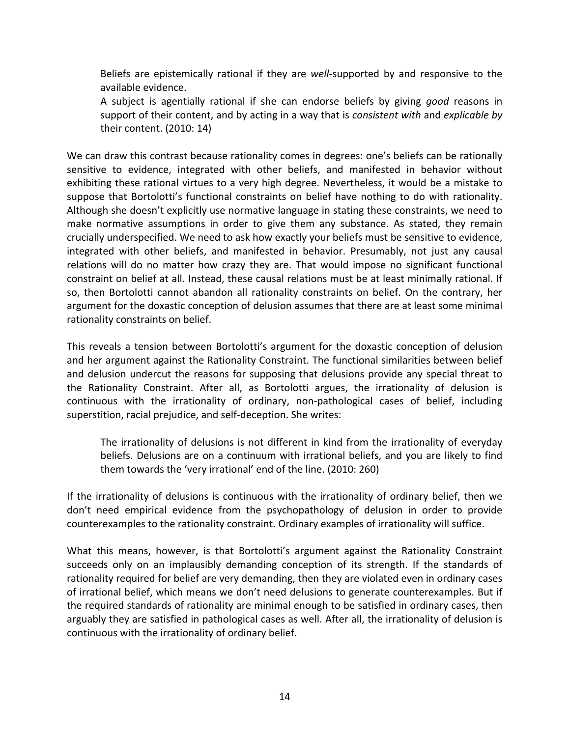> Beliefs are epistemically rational if they are *well*-supported by and responsive to the available evidence.
>
> A subject is agentially rational if she can endorse beliefs by giving *good* reasons in support of their content, and by acting in a way that is *consistent with* and *explicable by* their content. (2010: 14)

We can draw this contrast because rationality comes in degrees: one's beliefs can be rationally sensitive to evidence, integrated with other beliefs, and manifested in behavior without exhibiting these rational virtues to a very high degree. Nevertheless, it would be a mistake to suppose that Bortolotti's functional constraints on belief have nothing to do with rationality. Although she doesn't explicitly use normative language in stating these constraints, we need to make normative assumptions in order to give them any substance. As stated, they remain crucially underspecified. We need to ask how exactly your beliefs must be sensitive to evidence, integrated with other beliefs, and manifested in behavior. Presumably, not just any causal relations will do no matter how crazy they are. That would impose no significant functional constraint on belief at all. Instead, these causal relations must be at least minimally rational. If so, then Bortolotti cannot abandon all rationality constraints on belief. On the contrary, her argument for the doxastic conception of delusion assumes that there are at least some minimal rationality constraints on belief.

This reveals a tension between Bortolotti's argument for the doxastic conception of delusion and her argument against the Rationality Constraint. The functional similarities between belief and delusion undercut the reasons for supposing that delusions provide any special threat to the Rationality Constraint. After all, as Bortolotti argues, the irrationality of delusion is continuous with the irrationality of ordinary, non-pathological cases of belief, including superstition, racial prejudice, and self-deception. She writes:

> The irrationality of delusions is not different in kind from the irrationality of everyday beliefs. Delusions are on a continuum with irrational beliefs, and you are likely to find them towards the 'very irrational' end of the line. (2010: 260)

If the irrationality of delusions is continuous with the irrationality of ordinary belief, then we don't need empirical evidence from the psychopathology of delusion in order to provide counterexamples to the rationality constraint. Ordinary examples of irrationality will suffice.

What this means, however, is that Bortolotti's argument against the Rationality Constraint succeeds only on an implausibly demanding conception of its strength. If the standards of rationality required for belief are very demanding, then they are violated even in ordinary cases of irrational belief, which means we don't need delusions to generate counterexamples. But if the required standards of rationality are minimal enough to be satisfied in ordinary cases, then arguably they are satisfied in pathological cases as well. After all, the irrationality of delusion is continuous with the irrationality of ordinary belief.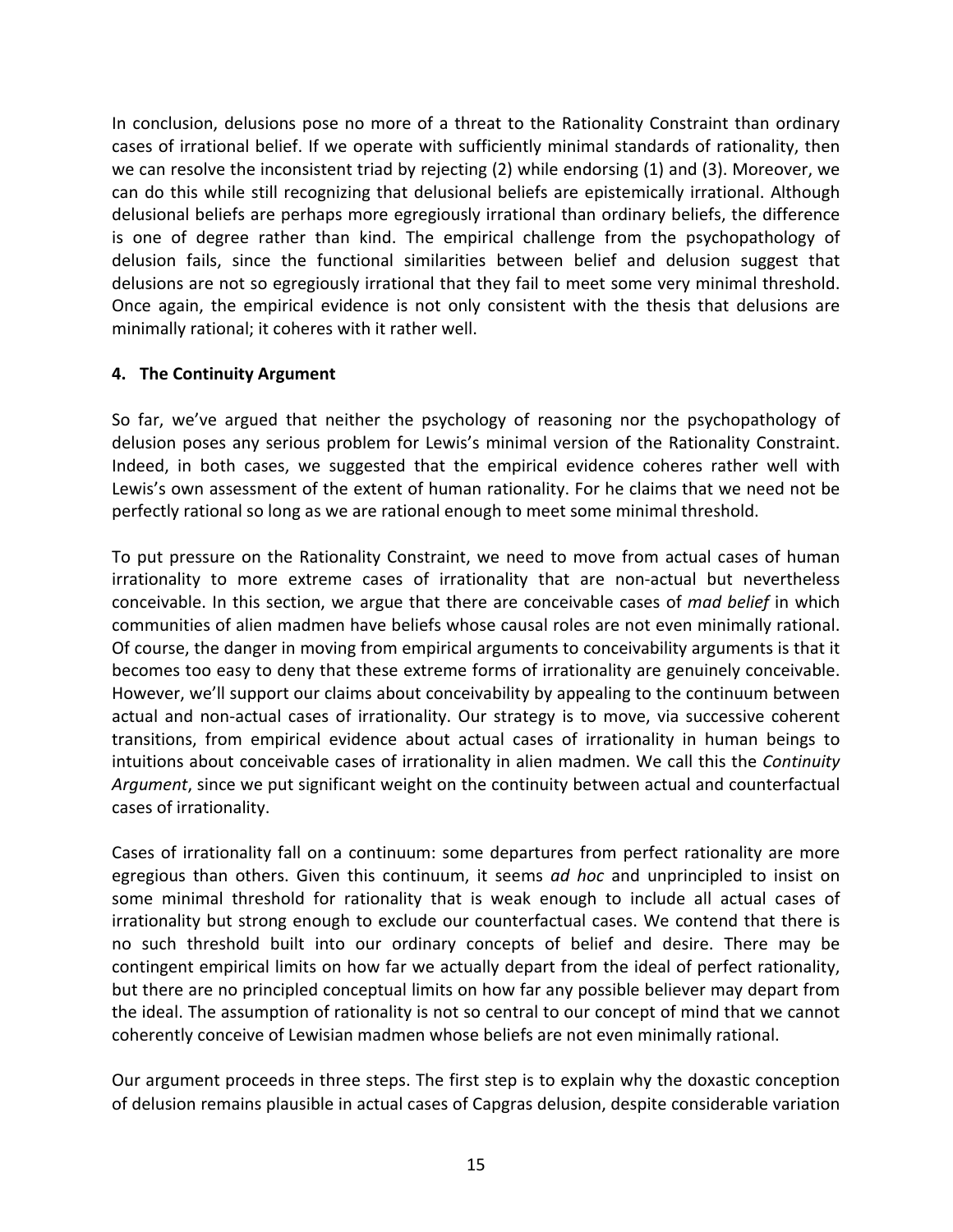In conclusion, delusions pose no more of a threat to the Rationality Constraint than ordinary cases of irrational belief. If we operate with sufficiently minimal standards of rationality, then we can resolve the inconsistent triad by rejecting (2) while endorsing (1) and (3). Moreover, we can do this while still recognizing that delusional beliefs are epistemically irrational. Although delusional beliefs are perhaps more egregiously irrational than ordinary beliefs, the difference is one of degree rather than kind. The empirical challenge from the psychopathology of delusion fails, since the functional similarities between belief and delusion suggest that delusions are not so egregiously irrational that they fail to meet some very minimal threshold. Once again, the empirical evidence is not only consistent with the thesis that delusions are minimally rational; it coheres with it rather well.

## 4. The Continuity Argument

So far, we've argued that neither the psychology of reasoning nor the psychopathology of delusion poses any serious problem for Lewis's minimal version of the Rationality Constraint. Indeed, in both cases, we suggested that the empirical evidence coheres rather well with Lewis's own assessment of the extent of human rationality. For he claims that we need not be perfectly rational so long as we are rational enough to meet some minimal threshold.

To put pressure on the Rationality Constraint, we need to move from actual cases of human irrationality to more extreme cases of irrationality that are non-actual but nevertheless conceivable. In this section, we argue that there are conceivable cases of *mad belief* in which communities of alien madmen have beliefs whose causal roles are not even minimally rational. Of course, the danger in moving from empirical arguments to conceivability arguments is that it becomes too easy to deny that these extreme forms of irrationality are genuinely conceivable. However, we'll support our claims about conceivability by appealing to the continuum between actual and non-actual cases of irrationality. Our strategy is to move, via successive coherent transitions, from empirical evidence about actual cases of irrationality in human beings to intuitions about conceivable cases of irrationality in alien madmen. We call this the *Continuity Argument*, since we put significant weight on the continuity between actual and counterfactual cases of irrationality.

Cases of irrationality fall on a continuum: some departures from perfect rationality are more egregious than others. Given this continuum, it seems *ad hoc* and unprincipled to insist on some minimal threshold for rationality that is weak enough to include all actual cases of irrationality but strong enough to exclude our counterfactual cases. We contend that there is no such threshold built into our ordinary concepts of belief and desire. There may be contingent empirical limits on how far we actually depart from the ideal of perfect rationality, but there are no principled conceptual limits on how far any possible believer may depart from the ideal. The assumption of rationality is not so central to our concept of mind that we cannot coherently conceive of Lewisian madmen whose beliefs are not even minimally rational.

Our argument proceeds in three steps. The first step is to explain why the doxastic conception of delusion remains plausible in actual cases of Capgras delusion, despite considerable variation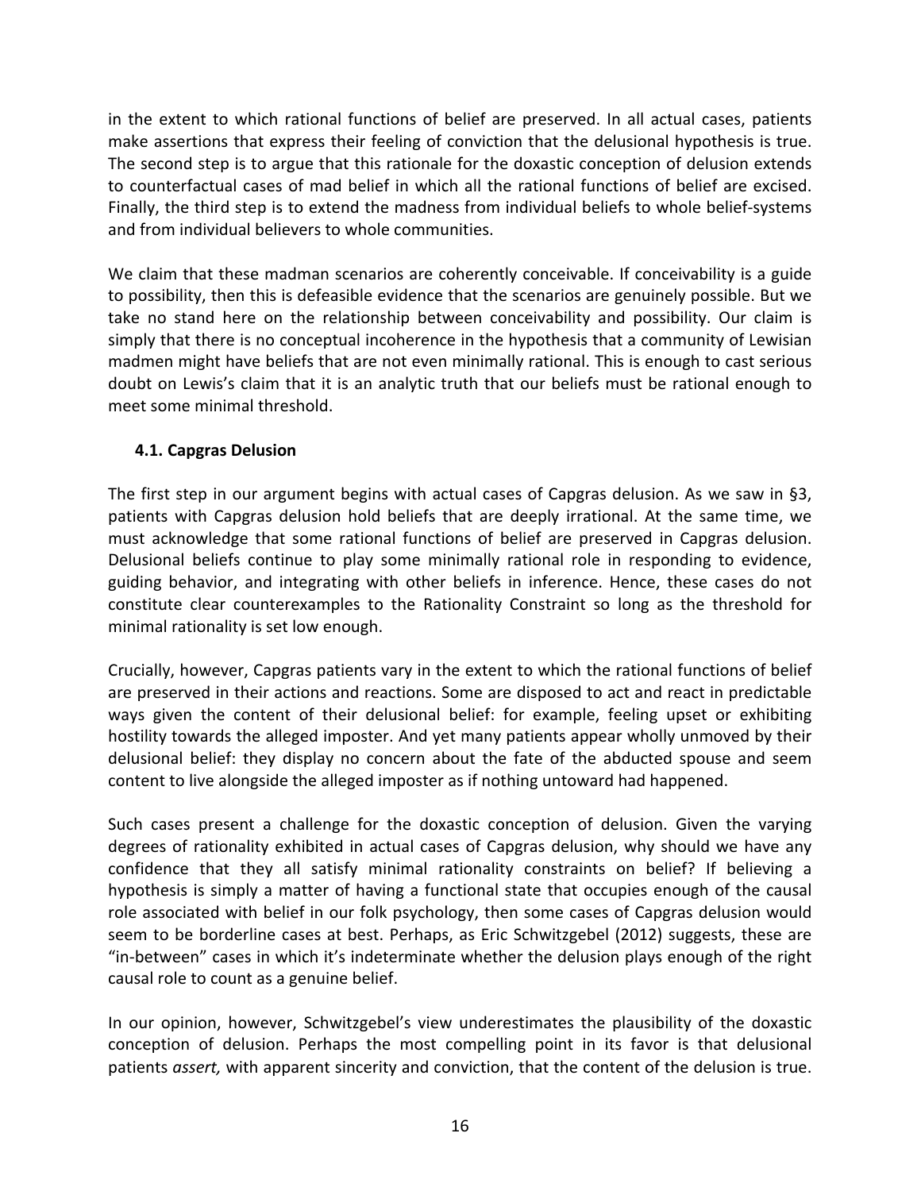in the extent to which rational functions of belief are preserved. In all actual cases, patients make assertions that express their feeling of conviction that the delusional hypothesis is true. The second step is to argue that this rationale for the doxastic conception of delusion extends to counterfactual cases of mad belief in which all the rational functions of belief are excised. Finally, the third step is to extend the madness from individual beliefs to whole belief-systems and from individual believers to whole communities.

We claim that these madman scenarios are coherently conceivable. If conceivability is a guide to possibility, then this is defeasible evidence that the scenarios are genuinely possible. But we take no stand here on the relationship between conceivability and possibility. Our claim is simply that there is no conceptual incoherence in the hypothesis that a community of Lewisian madmen might have beliefs that are not even minimally rational. This is enough to cast serious doubt on Lewis's claim that it is an analytic truth that our beliefs must be rational enough to meet some minimal threshold.

### 4.1. Capgras Delusion

The first step in our argument begins with actual cases of Capgras delusion. As we saw in §3, patients with Capgras delusion hold beliefs that are deeply irrational. At the same time, we must acknowledge that some rational functions of belief are preserved in Capgras delusion. Delusional beliefs continue to play some minimally rational role in responding to evidence, guiding behavior, and integrating with other beliefs in inference. Hence, these cases do not constitute clear counterexamples to the Rationality Constraint so long as the threshold for minimal rationality is set low enough.

Crucially, however, Capgras patients vary in the extent to which the rational functions of belief are preserved in their actions and reactions. Some are disposed to act and react in predictable ways given the content of their delusional belief: for example, feeling upset or exhibiting hostility towards the alleged imposter. And yet many patients appear wholly unmoved by their delusional belief: they display no concern about the fate of the abducted spouse and seem content to live alongside the alleged imposter as if nothing untoward had happened.

Such cases present a challenge for the doxastic conception of delusion. Given the varying degrees of rationality exhibited in actual cases of Capgras delusion, why should we have any confidence that they all satisfy minimal rationality constraints on belief? If believing a hypothesis is simply a matter of having a functional state that occupies enough of the causal role associated with belief in our folk psychology, then some cases of Capgras delusion would seem to be borderline cases at best. Perhaps, as Eric Schwitzgebel (2012) suggests, these are "in-between" cases in which it's indeterminate whether the delusion plays enough of the right causal role to count as a genuine belief.

In our opinion, however, Schwitzgebel's view underestimates the plausibility of the doxastic conception of delusion. Perhaps the most compelling point in its favor is that delusional patients *assert,* with apparent sincerity and conviction, that the content of the delusion is true.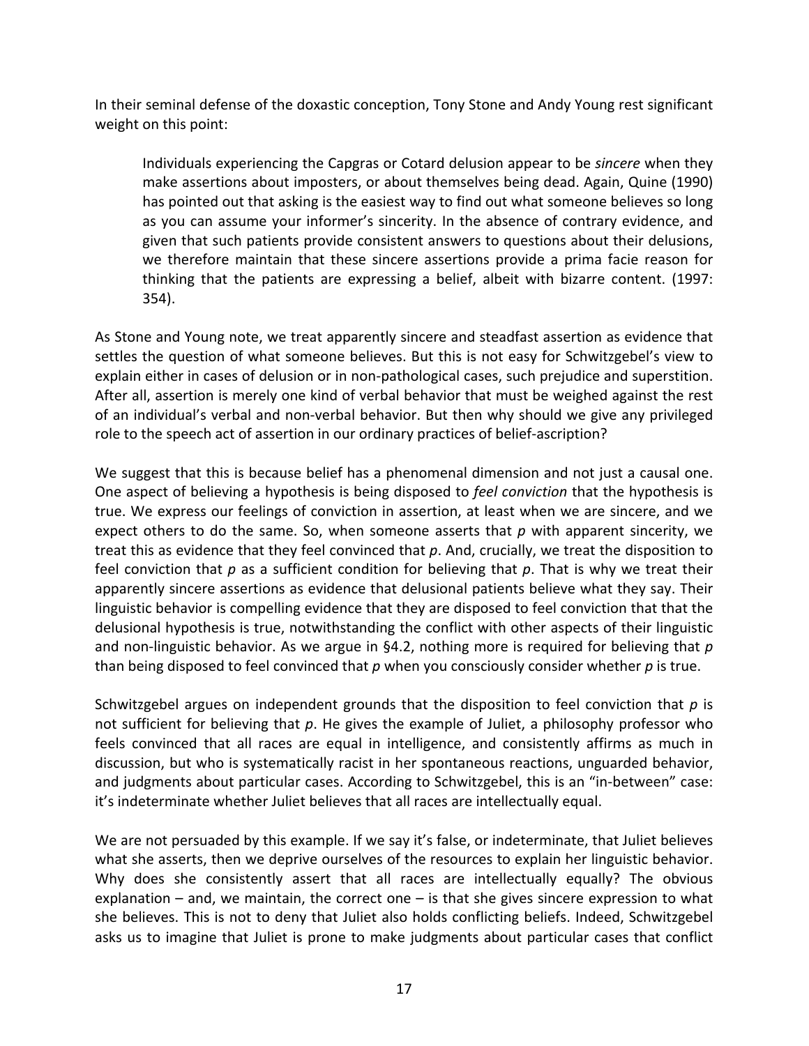In their seminal defense of the doxastic conception, Tony Stone and Andy Young rest significant weight on this point:

> Individuals experiencing the Capgras or Cotard delusion appear to be *sincere* when they make assertions about imposters, or about themselves being dead. Again, Quine (1990) has pointed out that asking is the easiest way to find out what someone believes so long as you can assume your informer's sincerity. In the absence of contrary evidence, and given that such patients provide consistent answers to questions about their delusions, we therefore maintain that these sincere assertions provide a prima facie reason for thinking that the patients are expressing a belief, albeit with bizarre content. (1997: 354).

As Stone and Young note, we treat apparently sincere and steadfast assertion as evidence that settles the question of what someone believes. But this is not easy for Schwitzgebel's view to explain either in cases of delusion or in non-pathological cases, such prejudice and superstition. After all, assertion is merely one kind of verbal behavior that must be weighed against the rest of an individual's verbal and non-verbal behavior. But then why should we give any privileged role to the speech act of assertion in our ordinary practices of belief-ascription?

We suggest that this is because belief has a phenomenal dimension and not just a causal one. One aspect of believing a hypothesis is being disposed to *feel conviction* that the hypothesis is true. We express our feelings of conviction in assertion, at least when we are sincere, and we expect others to do the same. So, when someone asserts that *p* with apparent sincerity, we treat this as evidence that they feel convinced that *p*. And, crucially, we treat the disposition to feel conviction that *p* as a sufficient condition for believing that *p*. That is why we treat their apparently sincere assertions as evidence that delusional patients believe what they say. Their linguistic behavior is compelling evidence that they are disposed to feel conviction that that the delusional hypothesis is true, notwithstanding the conflict with other aspects of their linguistic and non-linguistic behavior. As we argue in §4.2, nothing more is required for believing that *p* than being disposed to feel convinced that *p* when you consciously consider whether *p* is true.

Schwitzgebel argues on independent grounds that the disposition to feel conviction that *p* is not sufficient for believing that *p*. He gives the example of Juliet, a philosophy professor who feels convinced that all races are equal in intelligence, and consistently affirms as much in discussion, but who is systematically racist in her spontaneous reactions, unguarded behavior, and judgments about particular cases. According to Schwitzgebel, this is an "in-between" case: it's indeterminate whether Juliet believes that all races are intellectually equal.

We are not persuaded by this example. If we say it's false, or indeterminate, that Juliet believes what she asserts, then we deprive ourselves of the resources to explain her linguistic behavior. Why does she consistently assert that all races are intellectually equally? The obvious explanation – and, we maintain, the correct one – is that she gives sincere expression to what she believes. This is not to deny that Juliet also holds conflicting beliefs. Indeed, Schwitzgebel asks us to imagine that Juliet is prone to make judgments about particular cases that conflict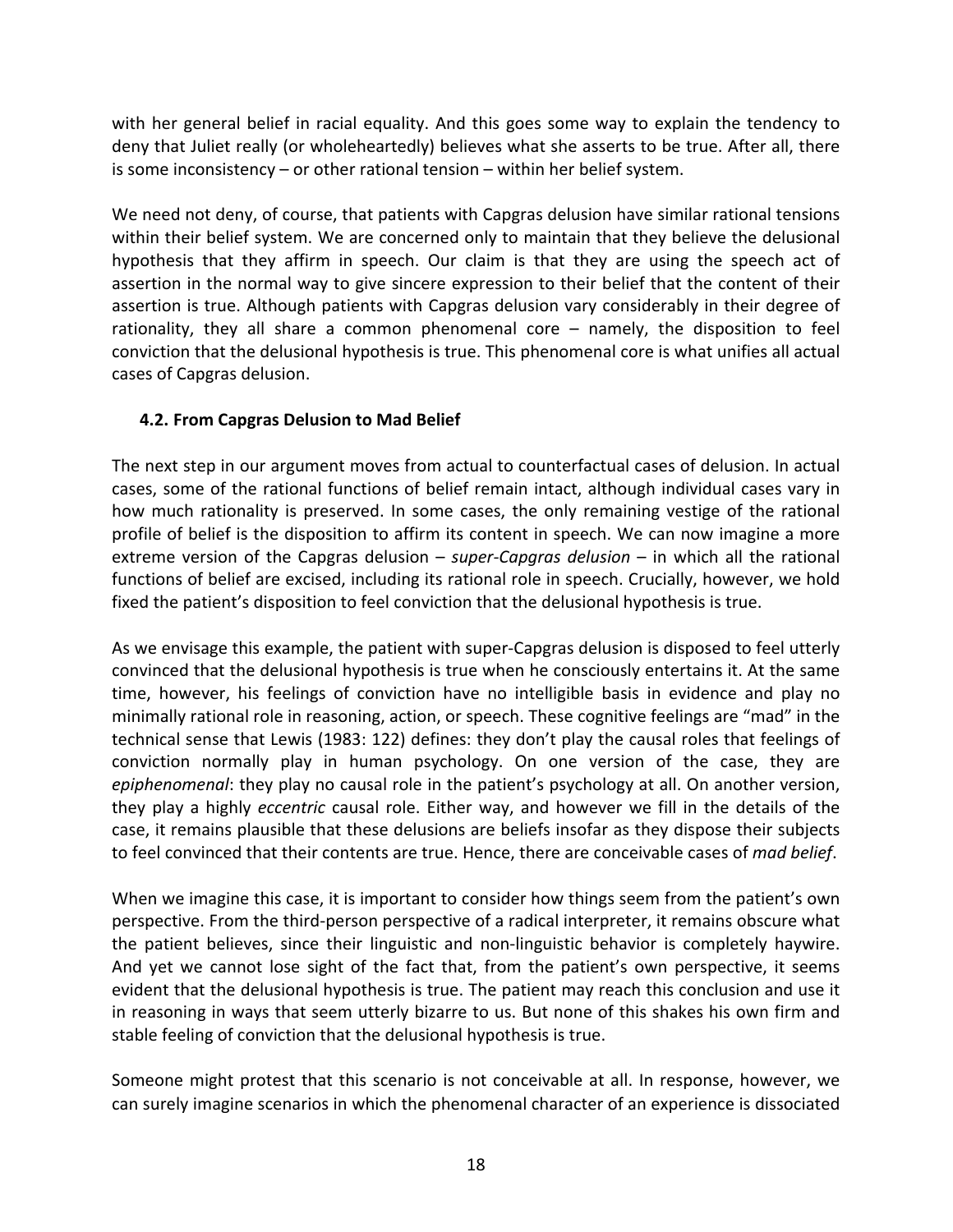with her general belief in racial equality. And this goes some way to explain the tendency to deny that Juliet really (or wholeheartedly) believes what she asserts to be true. After all, there is some inconsistency – or other rational tension – within her belief system.

We need not deny, of course, that patients with Capgras delusion have similar rational tensions within their belief system. We are concerned only to maintain that they believe the delusional hypothesis that they affirm in speech. Our claim is that they are using the speech act of assertion in the normal way to give sincere expression to their belief that the content of their assertion is true. Although patients with Capgras delusion vary considerably in their degree of rationality, they all share a common phenomenal core – namely, the disposition to feel conviction that the delusional hypothesis is true. This phenomenal core is what unifies all actual cases of Capgras delusion.

### 4.2. From Capgras Delusion to Mad Belief

The next step in our argument moves from actual to counterfactual cases of delusion. In actual cases, some of the rational functions of belief remain intact, although individual cases vary in how much rationality is preserved. In some cases, the only remaining vestige of the rational profile of belief is the disposition to affirm its content in speech. We can now imagine a more extreme version of the Capgras delusion – *super-Capgras delusion* – in which all the rational functions of belief are excised, including its rational role in speech. Crucially, however, we hold fixed the patient's disposition to feel conviction that the delusional hypothesis is true.

As we envisage this example, the patient with super-Capgras delusion is disposed to feel utterly convinced that the delusional hypothesis is true when he consciously entertains it. At the same time, however, his feelings of conviction have no intelligible basis in evidence and play no minimally rational role in reasoning, action, or speech. These cognitive feelings are "mad" in the technical sense that Lewis (1983: 122) defines: they don't play the causal roles that feelings of conviction normally play in human psychology. On one version of the case, they are *epiphenomenal*: they play no causal role in the patient's psychology at all. On another version, they play a highly *eccentric* causal role. Either way, and however we fill in the details of the case, it remains plausible that these delusions are beliefs insofar as they dispose their subjects to feel convinced that their contents are true. Hence, there are conceivable cases of *mad belief*.

When we imagine this case, it is important to consider how things seem from the patient's own perspective. From the third-person perspective of a radical interpreter, it remains obscure what the patient believes, since their linguistic and non-linguistic behavior is completely haywire. And yet we cannot lose sight of the fact that, from the patient's own perspective, it seems evident that the delusional hypothesis is true. The patient may reach this conclusion and use it in reasoning in ways that seem utterly bizarre to us. But none of this shakes his own firm and stable feeling of conviction that the delusional hypothesis is true.

Someone might protest that this scenario is not conceivable at all. In response, however, we can surely imagine scenarios in which the phenomenal character of an experience is dissociated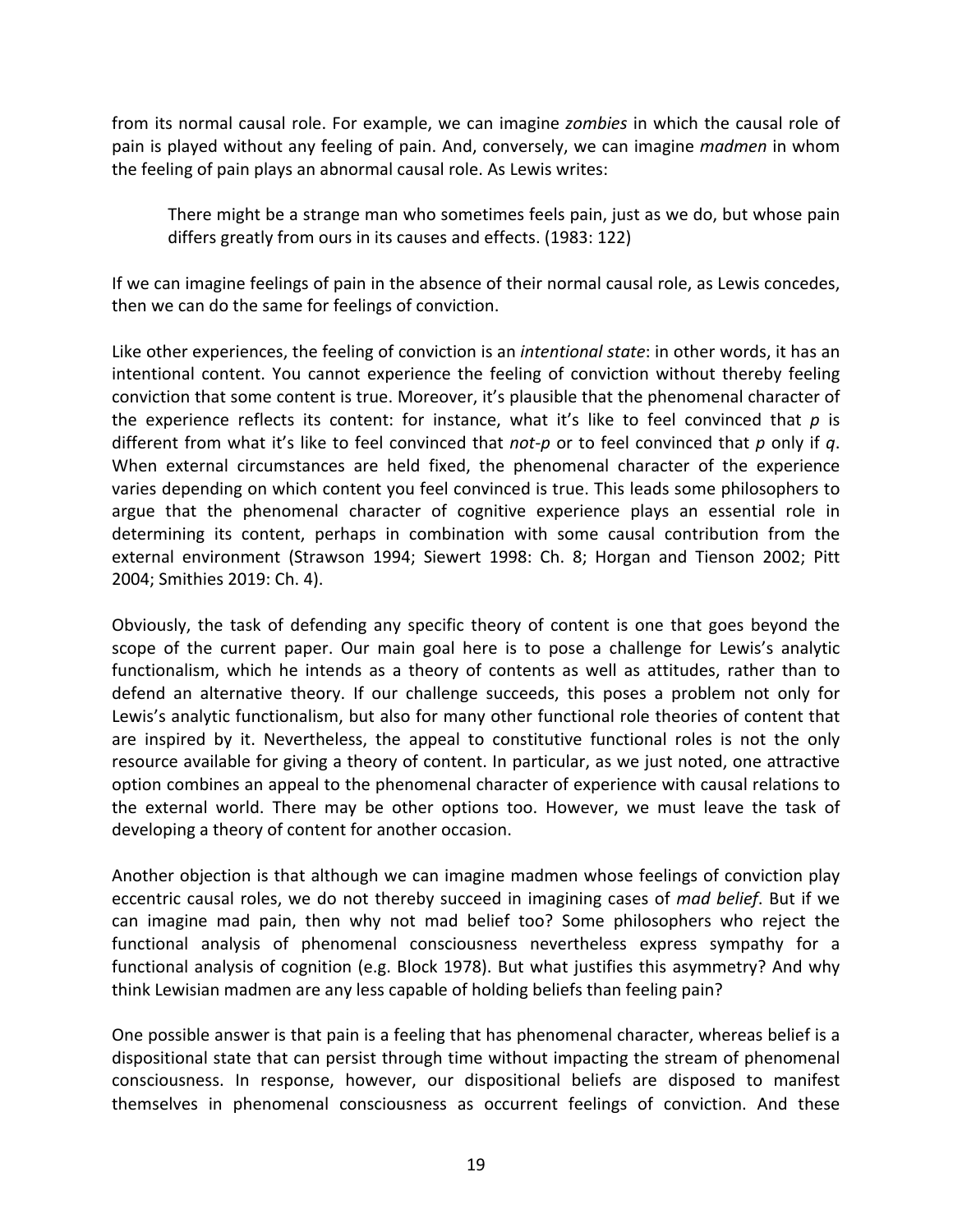from its normal causal role. For example, we can imagine *zombies* in which the causal role of pain is played without any feeling of pain. And, conversely, we can imagine *madmen* in whom the feeling of pain plays an abnormal causal role. As Lewis writes:

> There might be a strange man who sometimes feels pain, just as we do, but whose pain differs greatly from ours in its causes and effects. (1983: 122)

If we can imagine feelings of pain in the absence of their normal causal role, as Lewis concedes, then we can do the same for feelings of conviction.

Like other experiences, the feeling of conviction is an *intentional state*: in other words, it has an intentional content. You cannot experience the feeling of conviction without thereby feeling conviction that some content is true. Moreover, it's plausible that the phenomenal character of the experience reflects its content: for instance, what it's like to feel convinced that *p* is different from what it's like to feel convinced that *not-p* or to feel convinced that *p* only if *q*. When external circumstances are held fixed, the phenomenal character of the experience varies depending on which content you feel convinced is true. This leads some philosophers to argue that the phenomenal character of cognitive experience plays an essential role in determining its content, perhaps in combination with some causal contribution from the external environment (Strawson 1994; Siewert 1998: Ch. 8; Horgan and Tienson 2002; Pitt 2004; Smithies 2019: Ch. 4).

Obviously, the task of defending any specific theory of content is one that goes beyond the scope of the current paper. Our main goal here is to pose a challenge for Lewis's analytic functionalism, which he intends as a theory of contents as well as attitudes, rather than to defend an alternative theory. If our challenge succeeds, this poses a problem not only for Lewis's analytic functionalism, but also for many other functional role theories of content that are inspired by it. Nevertheless, the appeal to constitutive functional roles is not the only resource available for giving a theory of content. In particular, as we just noted, one attractive option combines an appeal to the phenomenal character of experience with causal relations to the external world. There may be other options too. However, we must leave the task of developing a theory of content for another occasion.

Another objection is that although we can imagine madmen whose feelings of conviction play eccentric causal roles, we do not thereby succeed in imagining cases of *mad belief*. But if we can imagine mad pain, then why not mad belief too? Some philosophers who reject the functional analysis of phenomenal consciousness nevertheless express sympathy for a functional analysis of cognition (e.g. Block 1978). But what justifies this asymmetry? And why think Lewisian madmen are any less capable of holding beliefs than feeling pain?

One possible answer is that pain is a feeling that has phenomenal character, whereas belief is a dispositional state that can persist through time without impacting the stream of phenomenal consciousness. In response, however, our dispositional beliefs are disposed to manifest themselves in phenomenal consciousness as occurrent feelings of conviction. And these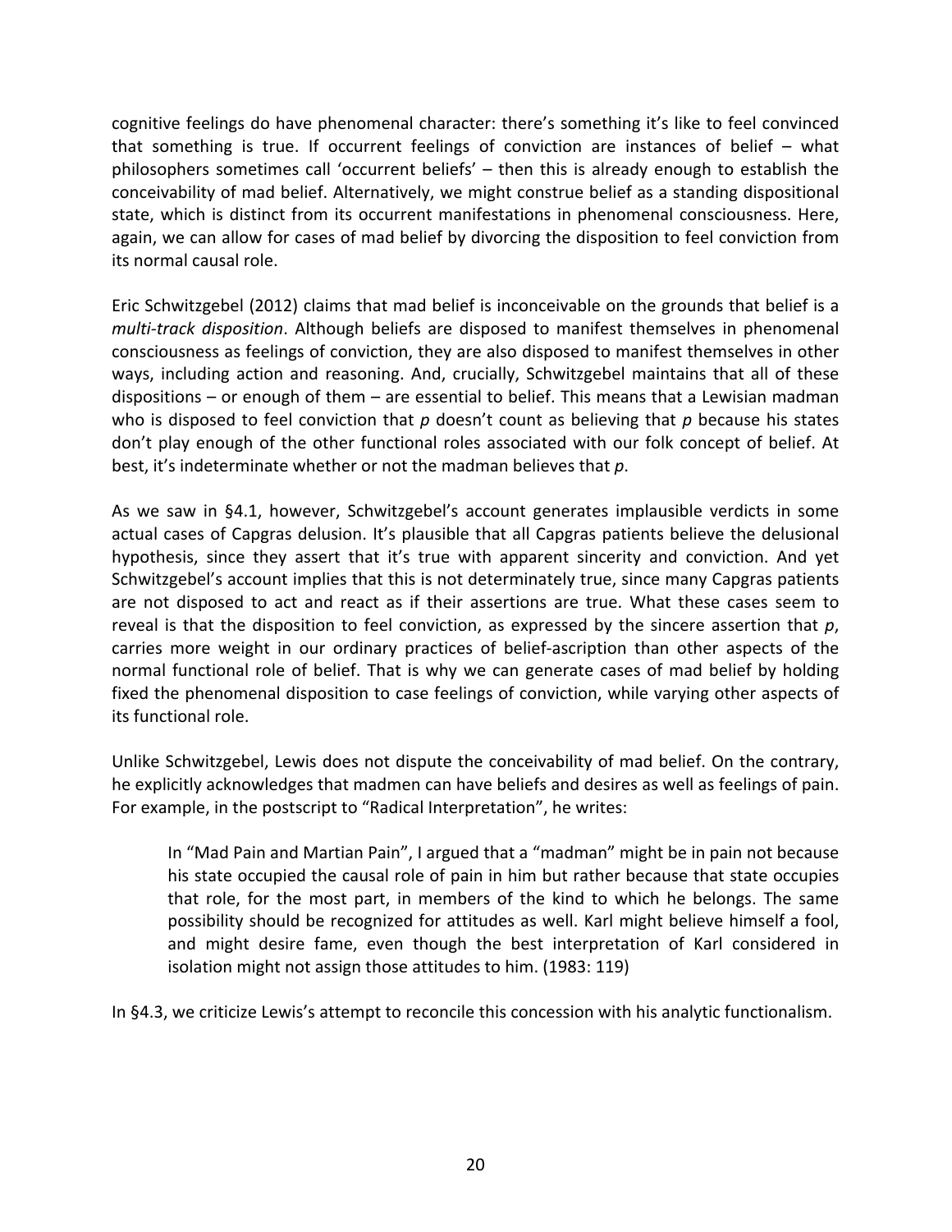cognitive feelings do have phenomenal character: there's something it's like to feel convinced that something is true. If occurrent feelings of conviction are instances of belief – what philosophers sometimes call 'occurrent beliefs' – then this is already enough to establish the conceivability of mad belief. Alternatively, we might construe belief as a standing dispositional state, which is distinct from its occurrent manifestations in phenomenal consciousness. Here, again, we can allow for cases of mad belief by divorcing the disposition to feel conviction from its normal causal role.

Eric Schwitzgebel (2012) claims that mad belief is inconceivable on the grounds that belief is a *multi-track disposition*. Although beliefs are disposed to manifest themselves in phenomenal consciousness as feelings of conviction, they are also disposed to manifest themselves in other ways, including action and reasoning. And, crucially, Schwitzgebel maintains that all of these dispositions – or enough of them – are essential to belief. This means that a Lewisian madman who is disposed to feel conviction that *p* doesn't count as believing that *p* because his states don't play enough of the other functional roles associated with our folk concept of belief. At best, it's indeterminate whether or not the madman believes that *p*.

As we saw in §4.1, however, Schwitzgebel's account generates implausible verdicts in some actual cases of Capgras delusion. It's plausible that all Capgras patients believe the delusional hypothesis, since they assert that it's true with apparent sincerity and conviction. And yet Schwitzgebel's account implies that this is not determinately true, since many Capgras patients are not disposed to act and react as if their assertions are true. What these cases seem to reveal is that the disposition to feel conviction, as expressed by the sincere assertion that *p*, carries more weight in our ordinary practices of belief-ascription than other aspects of the normal functional role of belief. That is why we can generate cases of mad belief by holding fixed the phenomenal disposition to case feelings of conviction, while varying other aspects of its functional role.

Unlike Schwitzgebel, Lewis does not dispute the conceivability of mad belief. On the contrary, he explicitly acknowledges that madmen can have beliefs and desires as well as feelings of pain. For example, in the postscript to "Radical Interpretation", he writes:

> In "Mad Pain and Martian Pain", I argued that a "madman" might be in pain not because his state occupied the causal role of pain in him but rather because that state occupies that role, for the most part, in members of the kind to which he belongs. The same possibility should be recognized for attitudes as well. Karl might believe himself a fool, and might desire fame, even though the best interpretation of Karl considered in isolation might not assign those attitudes to him. (1983: 119)

In §4.3, we criticize Lewis's attempt to reconcile this concession with his analytic functionalism.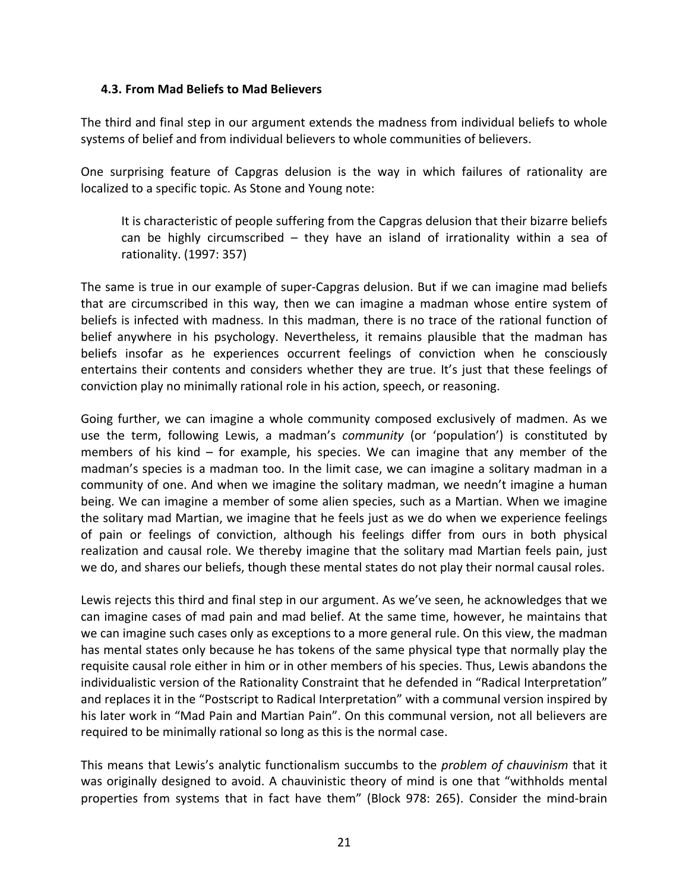### 4.3. From Mad Beliefs to Mad Believers

The third and final step in our argument extends the madness from individual beliefs to whole systems of belief and from individual believers to whole communities of believers.

One surprising feature of Capgras delusion is the way in which failures of rationality are localized to a specific topic. As Stone and Young note:

> It is characteristic of people suffering from the Capgras delusion that their bizarre beliefs can be highly circumscribed – they have an island of irrationality within a sea of rationality. (1997: 357)

The same is true in our example of super-Capgras delusion. But if we can imagine mad beliefs that are circumscribed in this way, then we can imagine a madman whose entire system of beliefs is infected with madness. In this madman, there is no trace of the rational function of belief anywhere in his psychology. Nevertheless, it remains plausible that the madman has beliefs insofar as he experiences occurrent feelings of conviction when he consciously entertains their contents and considers whether they are true. It's just that these feelings of conviction play no minimally rational role in his action, speech, or reasoning.

Going further, we can imagine a whole community composed exclusively of madmen. As we use the term, following Lewis, a madman's *community* (or 'population') is constituted by members of his kind – for example, his species. We can imagine that any member of the madman's species is a madman too. In the limit case, we can imagine a solitary madman in a community of one. And when we imagine the solitary madman, we needn't imagine a human being. We can imagine a member of some alien species, such as a Martian. When we imagine the solitary mad Martian, we imagine that he feels just as we do when we experience feelings of pain or feelings of conviction, although his feelings differ from ours in both physical realization and causal role. We thereby imagine that the solitary mad Martian feels pain, just we do, and shares our beliefs, though these mental states do not play their normal causal roles.

Lewis rejects this third and final step in our argument. As we've seen, he acknowledges that we can imagine cases of mad pain and mad belief. At the same time, however, he maintains that we can imagine such cases only as exceptions to a more general rule. On this view, the madman has mental states only because he has tokens of the same physical type that normally play the requisite causal role either in him or in other members of his species. Thus, Lewis abandons the individualistic version of the Rationality Constraint that he defended in "Radical Interpretation" and replaces it in the "Postscript to Radical Interpretation" with a communal version inspired by his later work in "Mad Pain and Martian Pain". On this communal version, not all believers are required to be minimally rational so long as this is the normal case.

This means that Lewis's analytic functionalism succumbs to the *problem of chauvinism* that it was originally designed to avoid. A chauvinistic theory of mind is one that "withholds mental properties from systems that in fact have them" (Block 978: 265). Consider the mind-brain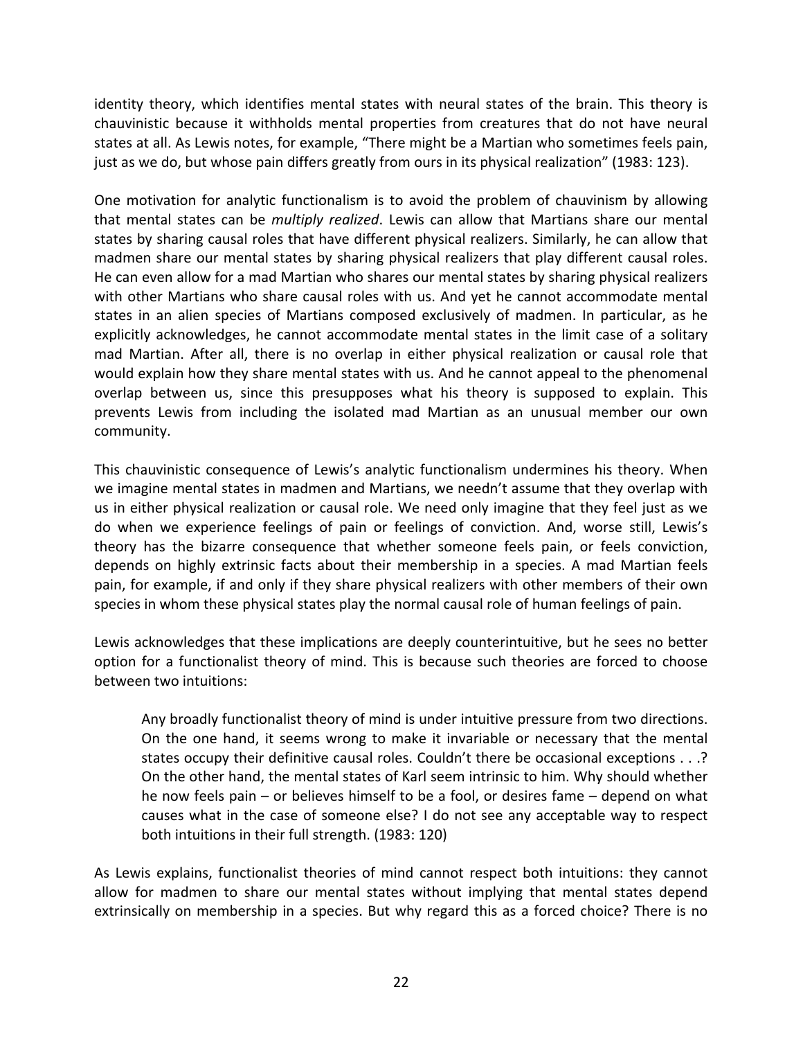identity theory, which identifies mental states with neural states of the brain. This theory is chauvinistic because it withholds mental properties from creatures that do not have neural states at all. As Lewis notes, for example, "There might be a Martian who sometimes feels pain, just as we do, but whose pain differs greatly from ours in its physical realization" (1983: 123).

One motivation for analytic functionalism is to avoid the problem of chauvinism by allowing that mental states can be *multiply realized*. Lewis can allow that Martians share our mental states by sharing causal roles that have different physical realizers. Similarly, he can allow that madmen share our mental states by sharing physical realizers that play different causal roles. He can even allow for a mad Martian who shares our mental states by sharing physical realizers with other Martians who share causal roles with us. And yet he cannot accommodate mental states in an alien species of Martians composed exclusively of madmen. In particular, as he explicitly acknowledges, he cannot accommodate mental states in the limit case of a solitary mad Martian. After all, there is no overlap in either physical realization or causal role that would explain how they share mental states with us. And he cannot appeal to the phenomenal overlap between us, since this presupposes what his theory is supposed to explain. This prevents Lewis from including the isolated mad Martian as an unusual member our own community.

This chauvinistic consequence of Lewis's analytic functionalism undermines his theory. When we imagine mental states in madmen and Martians, we needn't assume that they overlap with us in either physical realization or causal role. We need only imagine that they feel just as we do when we experience feelings of pain or feelings of conviction. And, worse still, Lewis's theory has the bizarre consequence that whether someone feels pain, or feels conviction, depends on highly extrinsic facts about their membership in a species. A mad Martian feels pain, for example, if and only if they share physical realizers with other members of their own species in whom these physical states play the normal causal role of human feelings of pain.

Lewis acknowledges that these implications are deeply counterintuitive, but he sees no better option for a functionalist theory of mind. This is because such theories are forced to choose between two intuitions:

> Any broadly functionalist theory of mind is under intuitive pressure from two directions. On the one hand, it seems wrong to make it invariable or necessary that the mental states occupy their definitive causal roles. Couldn't there be occasional exceptions . . .? On the other hand, the mental states of Karl seem intrinsic to him. Why should whether he now feels pain – or believes himself to be a fool, or desires fame – depend on what causes what in the case of someone else? I do not see any acceptable way to respect both intuitions in their full strength. (1983: 120)

As Lewis explains, functionalist theories of mind cannot respect both intuitions: they cannot allow for madmen to share our mental states without implying that mental states depend extrinsically on membership in a species. But why regard this as a forced choice? There is no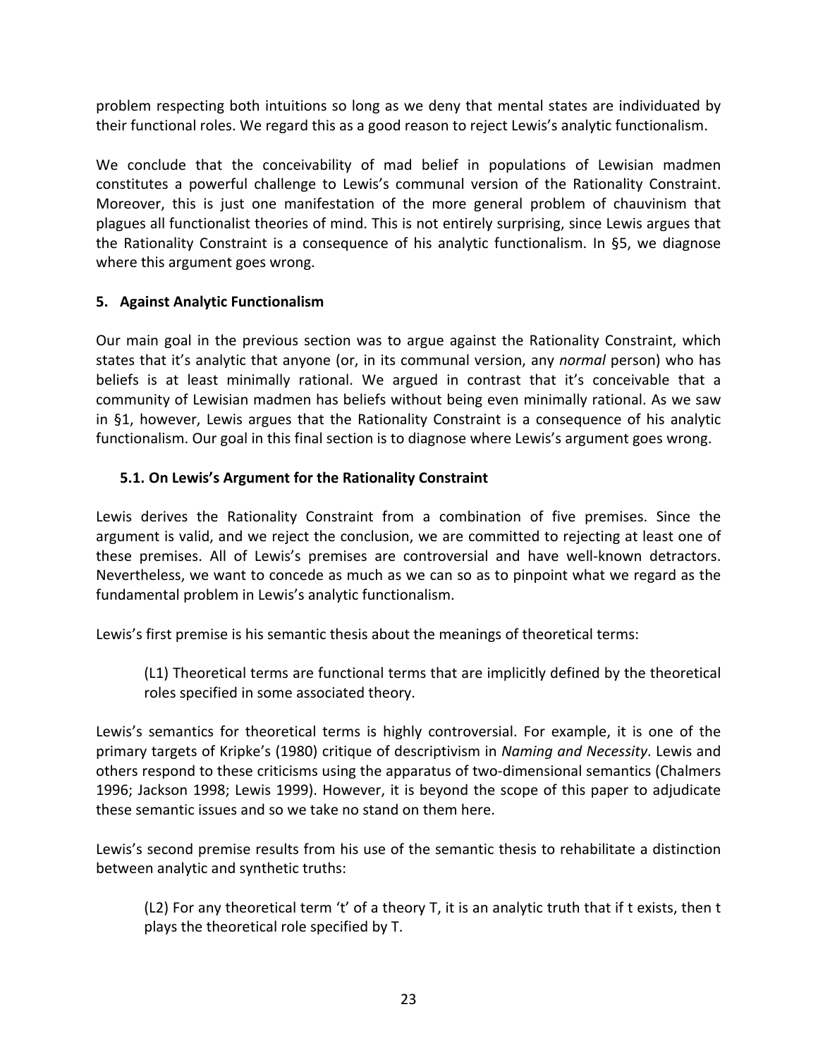problem respecting both intuitions so long as we deny that mental states are individuated by their functional roles. We regard this as a good reason to reject Lewis's analytic functionalism.

We conclude that the conceivability of mad belief in populations of Lewisian madmen constitutes a powerful challenge to Lewis's communal version of the Rationality Constraint. Moreover, this is just one manifestation of the more general problem of chauvinism that plagues all functionalist theories of mind. This is not entirely surprising, since Lewis argues that the Rationality Constraint is a consequence of his analytic functionalism. In §5, we diagnose where this argument goes wrong.

## 5. Against Analytic Functionalism

Our main goal in the previous section was to argue against the Rationality Constraint, which states that it's analytic that anyone (or, in its communal version, any *normal* person) who has beliefs is at least minimally rational. We argued in contrast that it's conceivable that a community of Lewisian madmen has beliefs without being even minimally rational. As we saw in §1, however, Lewis argues that the Rationality Constraint is a consequence of his analytic functionalism. Our goal in this final section is to diagnose where Lewis's argument goes wrong.

### 5.1. On Lewis's Argument for the Rationality Constraint

Lewis derives the Rationality Constraint from a combination of five premises. Since the argument is valid, and we reject the conclusion, we are committed to rejecting at least one of these premises. All of Lewis's premises are controversial and have well-known detractors. Nevertheless, we want to concede as much as we can so as to pinpoint what we regard as the fundamental problem in Lewis's analytic functionalism.

Lewis's first premise is his semantic thesis about the meanings of theoretical terms:

> (L1) Theoretical terms are functional terms that are implicitly defined by the theoretical roles specified in some associated theory.

Lewis's semantics for theoretical terms is highly controversial. For example, it is one of the primary targets of Kripke's (1980) critique of descriptivism in *Naming and Necessity*. Lewis and others respond to these criticisms using the apparatus of two-dimensional semantics (Chalmers 1996; Jackson 1998; Lewis 1999). However, it is beyond the scope of this paper to adjudicate these semantic issues and so we take no stand on them here.

Lewis's second premise results from his use of the semantic thesis to rehabilitate a distinction between analytic and synthetic truths:

> (L2) For any theoretical term 't' of a theory T, it is an analytic truth that if t exists, then t plays the theoretical role specified by T.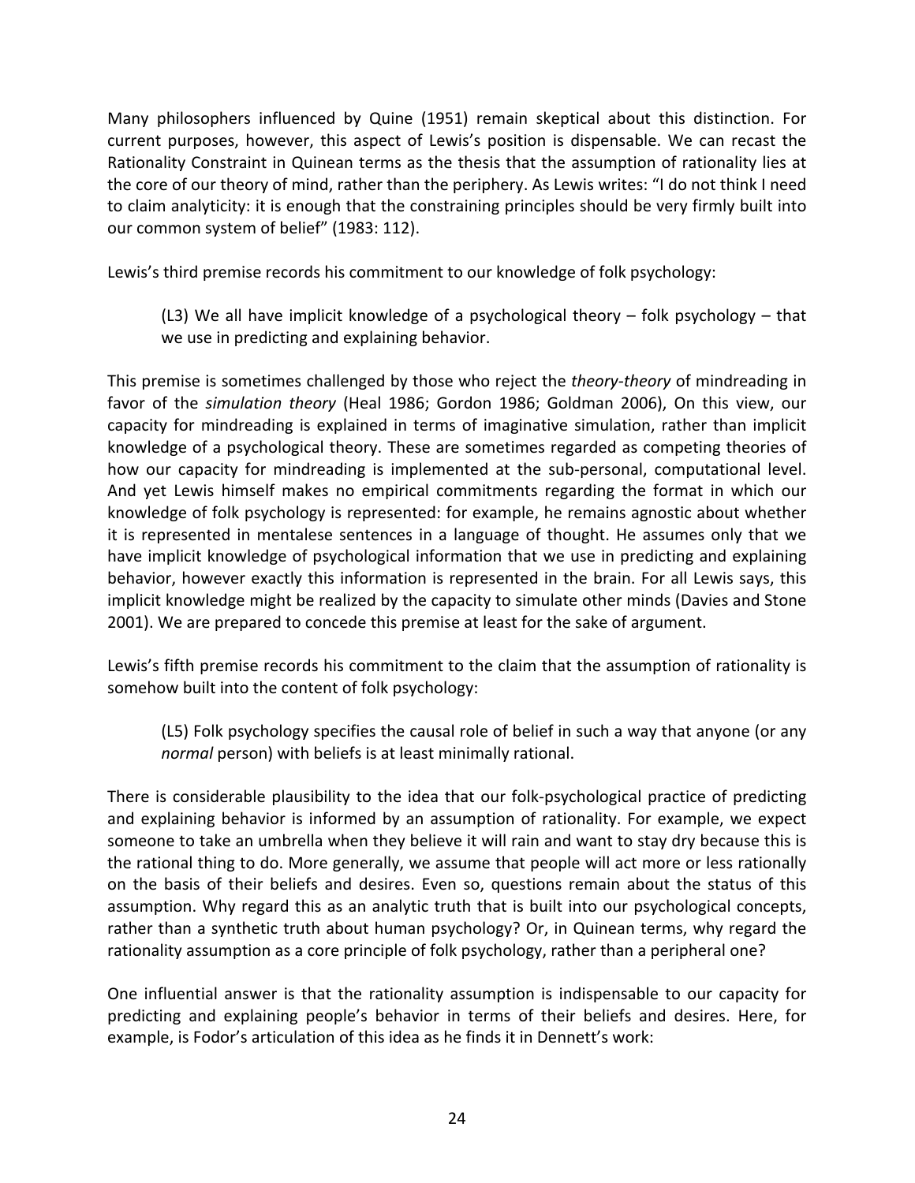Many philosophers influenced by Quine (1951) remain skeptical about this distinction. For current purposes, however, this aspect of Lewis's position is dispensable. We can recast the Rationality Constraint in Quinean terms as the thesis that the assumption of rationality lies at the core of our theory of mind, rather than the periphery. As Lewis writes: "I do not think I need to claim analyticity: it is enough that the constraining principles should be very firmly built into our common system of belief" (1983: 112).

Lewis's third premise records his commitment to our knowledge of folk psychology:

> (L3) We all have implicit knowledge of a psychological theory – folk psychology – that we use in predicting and explaining behavior.

This premise is sometimes challenged by those who reject the *theory-theory* of mindreading in favor of the *simulation theory* (Heal 1986; Gordon 1986; Goldman 2006), On this view, our capacity for mindreading is explained in terms of imaginative simulation, rather than implicit knowledge of a psychological theory. These are sometimes regarded as competing theories of how our capacity for mindreading is implemented at the sub-personal, computational level. And yet Lewis himself makes no empirical commitments regarding the format in which our knowledge of folk psychology is represented: for example, he remains agnostic about whether it is represented in mentalese sentences in a language of thought. He assumes only that we have implicit knowledge of psychological information that we use in predicting and explaining behavior, however exactly this information is represented in the brain. For all Lewis says, this implicit knowledge might be realized by the capacity to simulate other minds (Davies and Stone 2001). We are prepared to concede this premise at least for the sake of argument.

Lewis's fifth premise records his commitment to the claim that the assumption of rationality is somehow built into the content of folk psychology:

> (L5) Folk psychology specifies the causal role of belief in such a way that anyone (or any *normal* person) with beliefs is at least minimally rational.

There is considerable plausibility to the idea that our folk-psychological practice of predicting and explaining behavior is informed by an assumption of rationality. For example, we expect someone to take an umbrella when they believe it will rain and want to stay dry because this is the rational thing to do. More generally, we assume that people will act more or less rationally on the basis of their beliefs and desires. Even so, questions remain about the status of this assumption. Why regard this as an analytic truth that is built into our psychological concepts, rather than a synthetic truth about human psychology? Or, in Quinean terms, why regard the rationality assumption as a core principle of folk psychology, rather than a peripheral one?

One influential answer is that the rationality assumption is indispensable to our capacity for predicting and explaining people's behavior in terms of their beliefs and desires. Here, for example, is Fodor's articulation of this idea as he finds it in Dennett's work: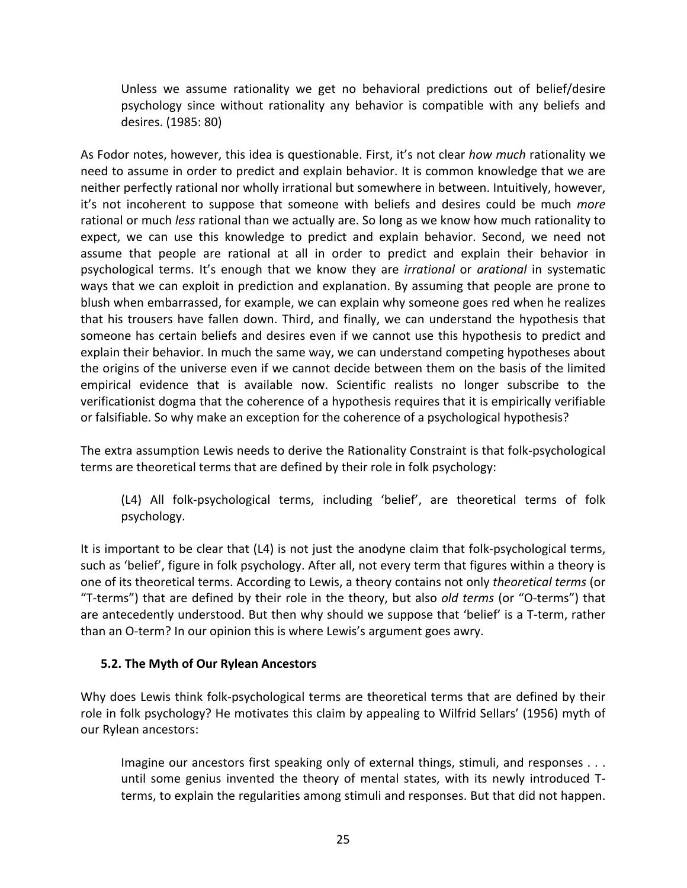> Unless we assume rationality we get no behavioral predictions out of belief/desire psychology since without rationality any behavior is compatible with any beliefs and desires. (1985: 80)

As Fodor notes, however, this idea is questionable. First, it's not clear *how much* rationality we need to assume in order to predict and explain behavior. It is common knowledge that we are neither perfectly rational nor wholly irrational but somewhere in between. Intuitively, however, it's not incoherent to suppose that someone with beliefs and desires could be much *more* rational or much *less* rational than we actually are. So long as we know how much rationality to expect, we can use this knowledge to predict and explain behavior. Second, we need not assume that people are rational at all in order to predict and explain their behavior in psychological terms. It's enough that we know they are *irrational* or *arational* in systematic ways that we can exploit in prediction and explanation. By assuming that people are prone to blush when embarrassed, for example, we can explain why someone goes red when he realizes that his trousers have fallen down. Third, and finally, we can understand the hypothesis that someone has certain beliefs and desires even if we cannot use this hypothesis to predict and explain their behavior. In much the same way, we can understand competing hypotheses about the origins of the universe even if we cannot decide between them on the basis of the limited empirical evidence that is available now. Scientific realists no longer subscribe to the verificationist dogma that the coherence of a hypothesis requires that it is empirically verifiable or falsifiable. So why make an exception for the coherence of a psychological hypothesis?

The extra assumption Lewis needs to derive the Rationality Constraint is that folk-psychological terms are theoretical terms that are defined by their role in folk psychology:

> (L4) All folk-psychological terms, including 'belief', are theoretical terms of folk psychology.

It is important to be clear that (L4) is not just the anodyne claim that folk-psychological terms, such as 'belief', figure in folk psychology. After all, not every term that figures within a theory is one of its theoretical terms. According to Lewis, a theory contains not only *theoretical terms* (or "T-terms") that are defined by their role in the theory, but also *old terms* (or "O-terms") that are antecedently understood. But then why should we suppose that 'belief' is a T-term, rather than an O-term? In our opinion this is where Lewis's argument goes awry.

### 5.2. The Myth of Our Rylean Ancestors

Why does Lewis think folk-psychological terms are theoretical terms that are defined by their role in folk psychology? He motivates this claim by appealing to Wilfrid Sellars' (1956) myth of our Rylean ancestors:

> Imagine our ancestors first speaking only of external things, stimuli, and responses . . . until some genius invented the theory of mental states, with its newly introduced T-terms, to explain the regularities among stimuli and responses. But that did not happen.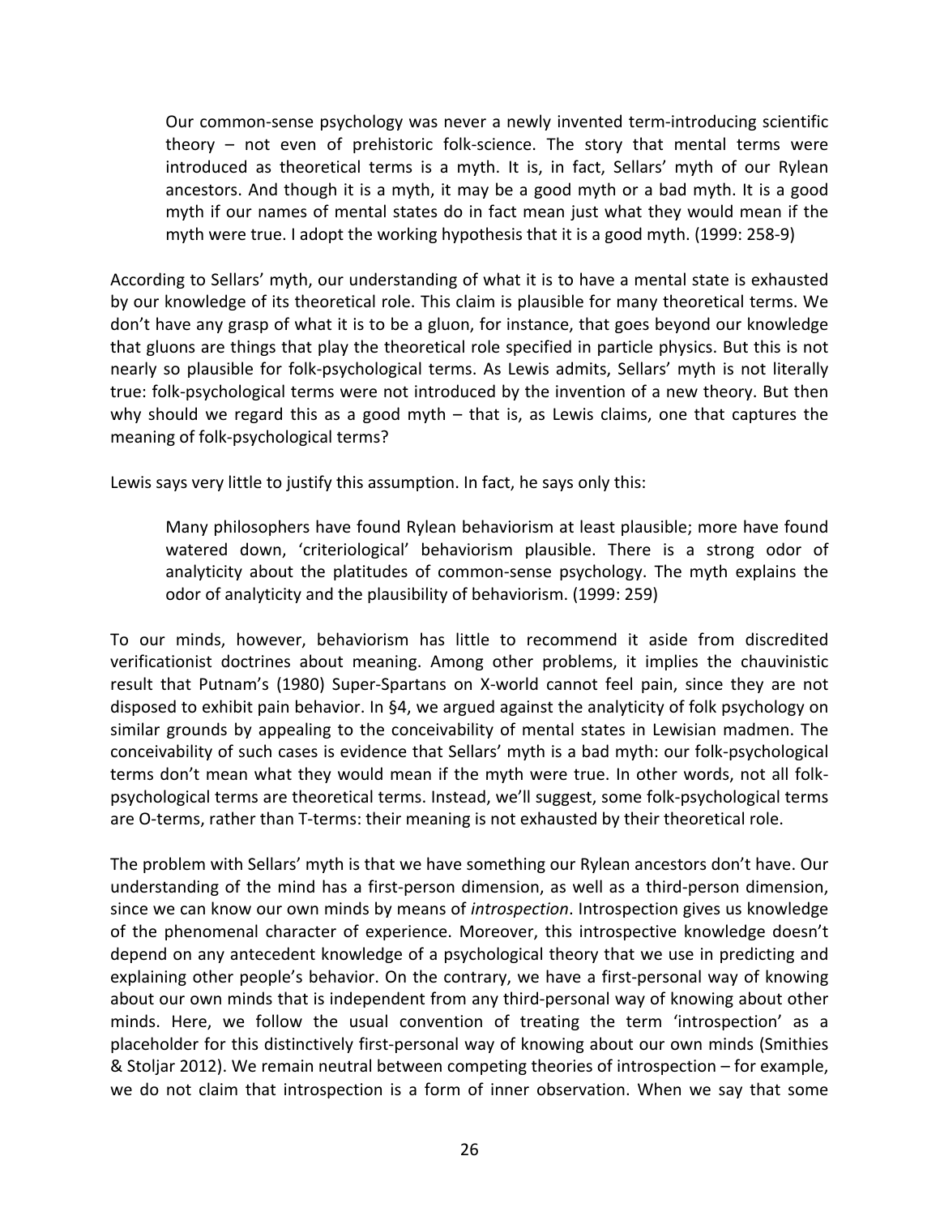> Our common-sense psychology was never a newly invented term-introducing scientific theory – not even of prehistoric folk-science. The story that mental terms were introduced as theoretical terms is a myth. It is, in fact, Sellars' myth of our Rylean ancestors. And though it is a myth, it may be a good myth or a bad myth. It is a good myth if our names of mental states do in fact mean just what they would mean if the myth were true. I adopt the working hypothesis that it is a good myth. (1999: 258-9)

According to Sellars' myth, our understanding of what it is to have a mental state is exhausted by our knowledge of its theoretical role. This claim is plausible for many theoretical terms. We don't have any grasp of what it is to be a gluon, for instance, that goes beyond our knowledge that gluons are things that play the theoretical role specified in particle physics. But this is not nearly so plausible for folk-psychological terms. As Lewis admits, Sellars' myth is not literally true: folk-psychological terms were not introduced by the invention of a new theory. But then why should we regard this as a good myth – that is, as Lewis claims, one that captures the meaning of folk-psychological terms?

Lewis says very little to justify this assumption. In fact, he says only this:

> Many philosophers have found Rylean behaviorism at least plausible; more have found watered down, 'criteriological' behaviorism plausible. There is a strong odor of analyticity about the platitudes of common-sense psychology. The myth explains the odor of analyticity and the plausibility of behaviorism. (1999: 259)

To our minds, however, behaviorism has little to recommend it aside from discredited verificationist doctrines about meaning. Among other problems, it implies the chauvinistic result that Putnam's (1980) Super-Spartans on X-world cannot feel pain, since they are not disposed to exhibit pain behavior. In §4, we argued against the analyticity of folk psychology on similar grounds by appealing to the conceivability of mental states in Lewisian madmen. The conceivability of such cases is evidence that Sellars' myth is a bad myth: our folk-psychological terms don't mean what they would mean if the myth were true. In other words, not all folk-psychological terms are theoretical terms. Instead, we'll suggest, some folk-psychological terms are O-terms, rather than T-terms: their meaning is not exhausted by their theoretical role.

The problem with Sellars' myth is that we have something our Rylean ancestors don't have. Our understanding of the mind has a first-person dimension, as well as a third-person dimension, since we can know our own minds by means of *introspection*. Introspection gives us knowledge of the phenomenal character of experience. Moreover, this introspective knowledge doesn't depend on any antecedent knowledge of a psychological theory that we use in predicting and explaining other people's behavior. On the contrary, we have a first-personal way of knowing about our own minds that is independent from any third-personal way of knowing about other minds. Here, we follow the usual convention of treating the term 'introspection' as a placeholder for this distinctively first-personal way of knowing about our own minds (Smithies & Stoljar 2012). We remain neutral between competing theories of introspection – for example, we do not claim that introspection is a form of inner observation. When we say that some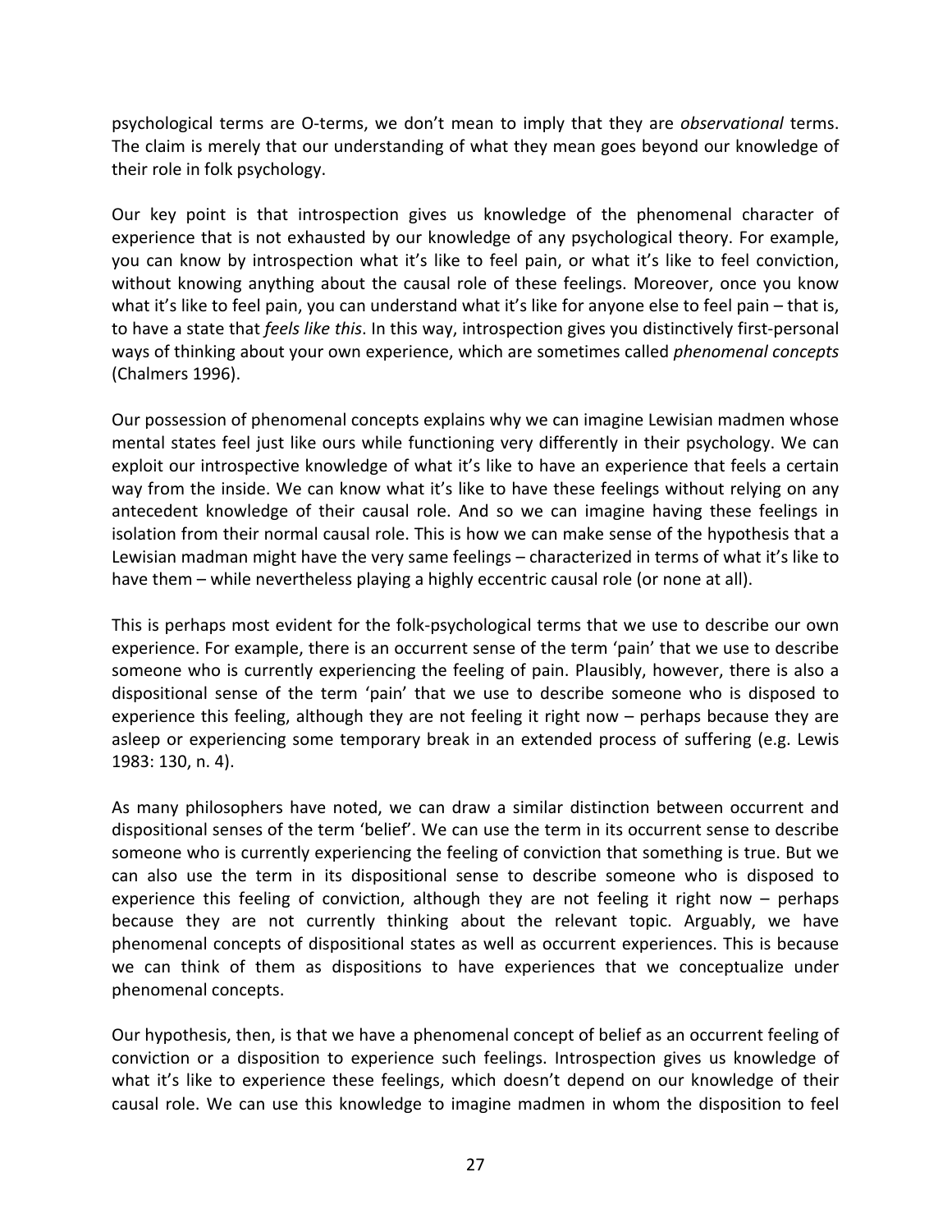psychological terms are O-terms, we don't mean to imply that they are *observational* terms. The claim is merely that our understanding of what they mean goes beyond our knowledge of their role in folk psychology.

Our key point is that introspection gives us knowledge of the phenomenal character of experience that is not exhausted by our knowledge of any psychological theory. For example, you can know by introspection what it's like to feel pain, or what it's like to feel conviction, without knowing anything about the causal role of these feelings. Moreover, once you know what it's like to feel pain, you can understand what it's like for anyone else to feel pain – that is, to have a state that *feels like this*. In this way, introspection gives you distinctively first-personal ways of thinking about your own experience, which are sometimes called *phenomenal concepts* (Chalmers 1996).

Our possession of phenomenal concepts explains why we can imagine Lewisian madmen whose mental states feel just like ours while functioning very differently in their psychology. We can exploit our introspective knowledge of what it's like to have an experience that feels a certain way from the inside. We can know what it's like to have these feelings without relying on any antecedent knowledge of their causal role. And so we can imagine having these feelings in isolation from their normal causal role. This is how we can make sense of the hypothesis that a Lewisian madman might have the very same feelings – characterized in terms of what it's like to have them – while nevertheless playing a highly eccentric causal role (or none at all).

This is perhaps most evident for the folk-psychological terms that we use to describe our own experience. For example, there is an occurrent sense of the term 'pain' that we use to describe someone who is currently experiencing the feeling of pain. Plausibly, however, there is also a dispositional sense of the term 'pain' that we use to describe someone who is disposed to experience this feeling, although they are not feeling it right now – perhaps because they are asleep or experiencing some temporary break in an extended process of suffering (e.g. Lewis 1983: 130, n. 4).

As many philosophers have noted, we can draw a similar distinction between occurrent and dispositional senses of the term 'belief'. We can use the term in its occurrent sense to describe someone who is currently experiencing the feeling of conviction that something is true. But we can also use the term in its dispositional sense to describe someone who is disposed to experience this feeling of conviction, although they are not feeling it right now – perhaps because they are not currently thinking about the relevant topic. Arguably, we have phenomenal concepts of dispositional states as well as occurrent experiences. This is because we can think of them as dispositions to have experiences that we conceptualize under phenomenal concepts.

Our hypothesis, then, is that we have a phenomenal concept of belief as an occurrent feeling of conviction or a disposition to experience such feelings. Introspection gives us knowledge of what it's like to experience these feelings, which doesn't depend on our knowledge of their causal role. We can use this knowledge to imagine madmen in whom the disposition to feel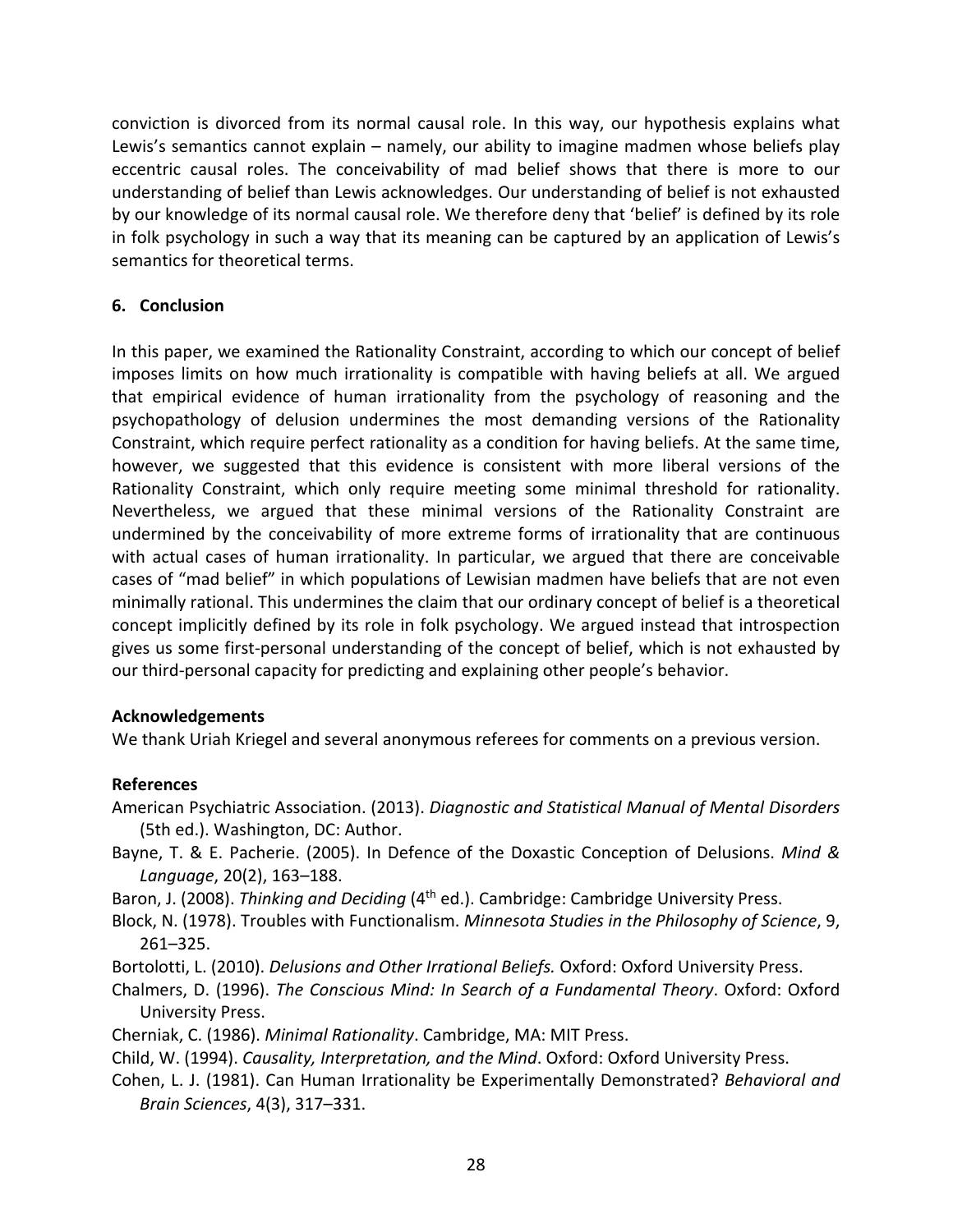conviction is divorced from its normal causal role. In this way, our hypothesis explains what Lewis's semantics cannot explain – namely, our ability to imagine madmen whose beliefs play eccentric causal roles. The conceivability of mad belief shows that there is more to our understanding of belief than Lewis acknowledges. Our understanding of belief is not exhausted by our knowledge of its normal causal role. We therefore deny that 'belief' is defined by its role in folk psychology in such a way that its meaning can be captured by an application of Lewis's semantics for theoretical terms.

## 6. Conclusion

In this paper, we examined the Rationality Constraint, according to which our concept of belief imposes limits on how much irrationality is compatible with having beliefs at all. We argued that empirical evidence of human irrationality from the psychology of reasoning and the psychopathology of delusion undermines the most demanding versions of the Rationality Constraint, which require perfect rationality as a condition for having beliefs. At the same time, however, we suggested that this evidence is consistent with more liberal versions of the Rationality Constraint, which only require meeting some minimal threshold for rationality. Nevertheless, we argued that these minimal versions of the Rationality Constraint are undermined by the conceivability of more extreme forms of irrationality that are continuous with actual cases of human irrationality. In particular, we argued that there are conceivable cases of "mad belief" in which populations of Lewisian madmen have beliefs that are not even minimally rational. This undermines the claim that our ordinary concept of belief is a theoretical concept implicitly defined by its role in folk psychology. We argued instead that introspection gives us some first-personal understanding of the concept of belief, which is not exhausted by our third-personal capacity for predicting and explaining other people's behavior.

### Acknowledgements

We thank Uriah Kriegel and several anonymous referees for comments on a previous version.

### References

American Psychiatric Association. (2013). *Diagnostic and Statistical Manual of Mental Disorders* (5th ed.). Washington, DC: Author.

Bayne, T. & E. Pacherie. (2005). In Defence of the Doxastic Conception of Delusions. *Mind & Language*, 20(2), 163–188.

Baron, J. (2008). *Thinking and Deciding* (4th ed.). Cambridge: Cambridge University Press.

Block, N. (1978). Troubles with Functionalism. *Minnesota Studies in the Philosophy of Science*, 9, 261–325.

Bortolotti, L. (2010). *Delusions and Other Irrational Beliefs.* Oxford: Oxford University Press.

Chalmers, D. (1996). *The Conscious Mind: In Search of a Fundamental Theory*. Oxford: Oxford University Press.

Cherniak, C. (1986). *Minimal Rationality*. Cambridge, MA: MIT Press.

Child, W. (1994). *Causality, Interpretation, and the Mind*. Oxford: Oxford University Press.

Cohen, L. J. (1981). Can Human Irrationality be Experimentally Demonstrated? *Behavioral and Brain Sciences*, 4(3), 317–331.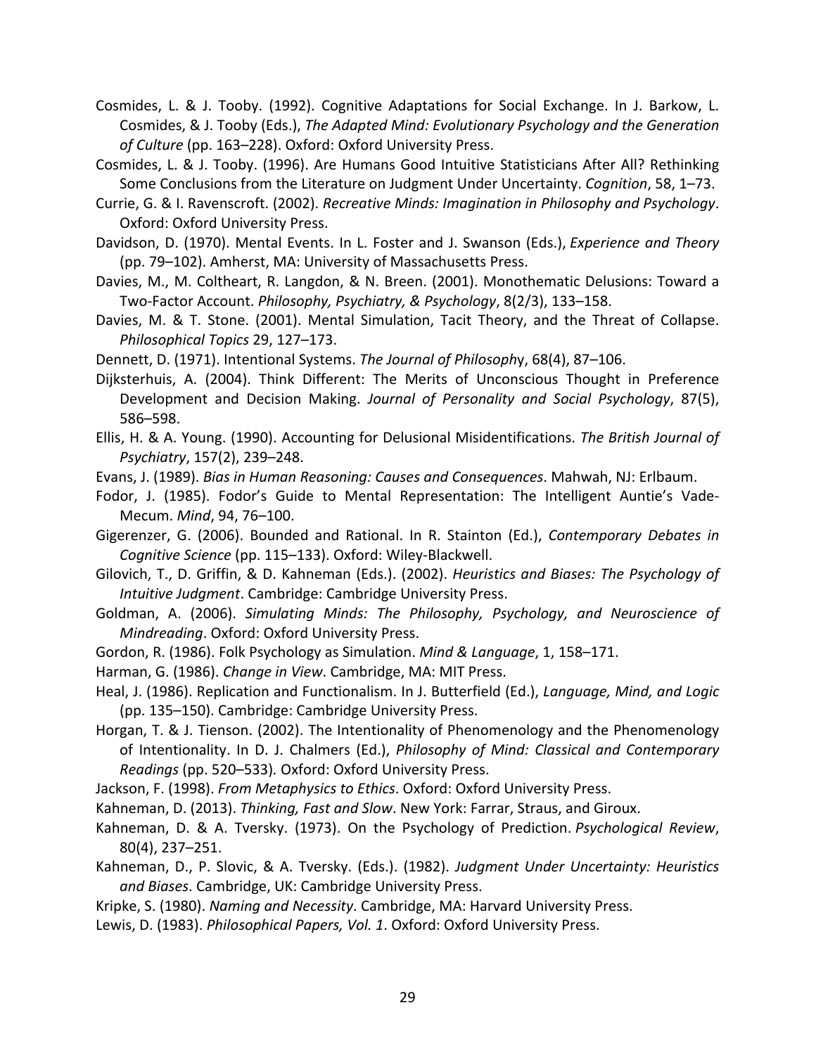Cosmides, L. & J. Tooby. (1992). Cognitive Adaptations for Social Exchange. In J. Barkow, L. Cosmides, & J. Tooby (Eds.), *The Adapted Mind: Evolutionary Psychology and the Generation of Culture* (pp. 163–228). Oxford: Oxford University Press.

Cosmides, L. & J. Tooby. (1996). Are Humans Good Intuitive Statisticians After All? Rethinking Some Conclusions from the Literature on Judgment Under Uncertainty. *Cognition*, 58, 1–73.

Currie, G. & I. Ravenscroft. (2002). *Recreative Minds: Imagination in Philosophy and Psychology*. Oxford: Oxford University Press.

Davidson, D. (1970). Mental Events. In L. Foster and J. Swanson (Eds.), *Experience and Theory* (pp. 79–102). Amherst, MA: University of Massachusetts Press.

Davies, M., M. Coltheart, R. Langdon, & N. Breen. (2001). Monothematic Delusions: Toward a Two-Factor Account. *Philosophy, Psychiatry, & Psychology*, 8(2/3), 133–158.

Davies, M. & T. Stone. (2001). Mental Simulation, Tacit Theory, and the Threat of Collapse. *Philosophical Topics* 29, 127–173.

Dennett, D. (1971). Intentional Systems. *The Journal of Philosophy*, 68(4), 87–106.

Dijksterhuis, A. (2004). Think Different: The Merits of Unconscious Thought in Preference Development and Decision Making. *Journal of Personality and Social Psychology*, 87(5), 586–598.

Ellis, H. & A. Young. (1990). Accounting for Delusional Misidentifications. *The British Journal of Psychiatry*, 157(2), 239–248.

Evans, J. (1989). *Bias in Human Reasoning: Causes and Consequences*. Mahwah, NJ: Erlbaum.

Fodor, J. (1985). Fodor's Guide to Mental Representation: The Intelligent Auntie's Vade-Mecum. *Mind*, 94, 76–100.

Gigerenzer, G. (2006). Bounded and Rational. In R. Stainton (Ed.), *Contemporary Debates in Cognitive Science* (pp. 115–133). Oxford: Wiley-Blackwell.

Gilovich, T., D. Griffin, & D. Kahneman (Eds.). (2002). *Heuristics and Biases: The Psychology of Intuitive Judgment*. Cambridge: Cambridge University Press.

Goldman, A. (2006). *Simulating Minds: The Philosophy, Psychology, and Neuroscience of Mindreading*. Oxford: Oxford University Press.

Gordon, R. (1986). Folk Psychology as Simulation. *Mind & Language*, 1, 158–171.

Harman, G. (1986). *Change in View*. Cambridge, MA: MIT Press.

Heal, J. (1986). Replication and Functionalism. In J. Butterfield (Ed.), *Language, Mind, and Logic* (pp. 135–150). Cambridge: Cambridge University Press.

Horgan, T. & J. Tienson. (2002). The Intentionality of Phenomenology and the Phenomenology of Intentionality. In D. J. Chalmers (Ed.), *Philosophy of Mind: Classical and Contemporary Readings* (pp. 520–533). Oxford: Oxford University Press.

Jackson, F. (1998). *From Metaphysics to Ethics*. Oxford: Oxford University Press.

Kahneman, D. (2013). *Thinking, Fast and Slow*. New York: Farrar, Straus, and Giroux.

Kahneman, D. & A. Tversky. (1973). On the Psychology of Prediction. *Psychological Review*, 80(4), 237–251.

Kahneman, D., P. Slovic, & A. Tversky. (Eds.). (1982). *Judgment Under Uncertainty: Heuristics and Biases*. Cambridge, UK: Cambridge University Press.

Kripke, S. (1980). *Naming and Necessity*. Cambridge, MA: Harvard University Press.

Lewis, D. (1983). *Philosophical Papers, Vol. 1*. Oxford: Oxford University Press.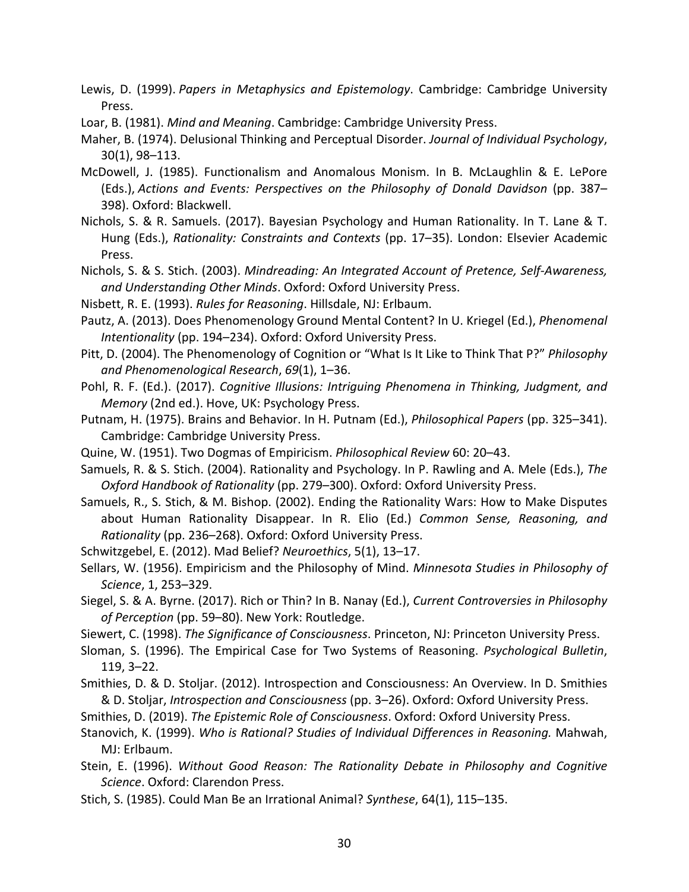Lewis, D. (1999). *Papers in Metaphysics and Epistemology*. Cambridge: Cambridge University Press.

Loar, B. (1981). *Mind and Meaning*. Cambridge: Cambridge University Press.

Maher, B. (1974). Delusional Thinking and Perceptual Disorder. *Journal of Individual Psychology*, 30(1), 98–113.

McDowell, J. (1985). Functionalism and Anomalous Monism. In B. McLaughlin & E. LePore (Eds.), *Actions and Events: Perspectives on the Philosophy of Donald Davidson* (pp. 387–398). Oxford: Blackwell.

Nichols, S. & R. Samuels. (2017). Bayesian Psychology and Human Rationality. In T. Lane & T. Hung (Eds.), *Rationality: Constraints and Contexts* (pp. 17–35). London: Elsevier Academic Press.

Nichols, S. & S. Stich. (2003). *Mindreading: An Integrated Account of Pretence, Self-Awareness, and Understanding Other Minds*. Oxford: Oxford University Press.

Nisbett, R. E. (1993). *Rules for Reasoning*. Hillsdale, NJ: Erlbaum.

Pautz, A. (2013). Does Phenomenology Ground Mental Content? In U. Kriegel (Ed.), *Phenomenal Intentionality* (pp. 194–234). Oxford: Oxford University Press.

Pitt, D. (2004). The Phenomenology of Cognition or "What Is It Like to Think That P?" *Philosophy and Phenomenological Research*, *69*(1), 1–36.

Pohl, R. F. (Ed.). (2017). *Cognitive Illusions: Intriguing Phenomena in Thinking, Judgment, and Memory* (2nd ed.). Hove, UK: Psychology Press.

Putnam, H. (1975). Brains and Behavior. In H. Putnam (Ed.), *Philosophical Papers* (pp. 325–341). Cambridge: Cambridge University Press.

Quine, W. (1951). Two Dogmas of Empiricism. *Philosophical Review* 60: 20–43.

Samuels, R. & S. Stich. (2004). Rationality and Psychology. In P. Rawling and A. Mele (Eds.), *The Oxford Handbook of Rationality* (pp. 279–300). Oxford: Oxford University Press.

Samuels, R., S. Stich, & M. Bishop. (2002). Ending the Rationality Wars: How to Make Disputes about Human Rationality Disappear. In R. Elio (Ed.) *Common Sense, Reasoning, and Rationality* (pp. 236–268). Oxford: Oxford University Press.

Schwitzgebel, E. (2012). Mad Belief? *Neuroethics*, 5(1), 13–17.

Sellars, W. (1956). Empiricism and the Philosophy of Mind. *Minnesota Studies in Philosophy of Science*, 1, 253–329.

Siegel, S. & A. Byrne. (2017). Rich or Thin? In B. Nanay (Ed.), *Current Controversies in Philosophy of Perception* (pp. 59–80). New York: Routledge.

Siewert, C. (1998). *The Significance of Consciousness*. Princeton, NJ: Princeton University Press.

Sloman, S. (1996). The Empirical Case for Two Systems of Reasoning. *Psychological Bulletin*, 119, 3–22.

Smithies, D. & D. Stoljar. (2012). Introspection and Consciousness: An Overview. In D. Smithies & D. Stoljar, *Introspection and Consciousness* (pp. 3–26). Oxford: Oxford University Press.

Smithies, D. (2019). *The Epistemic Role of Consciousness*. Oxford: Oxford University Press.

Stanovich, K. (1999). *Who is Rational? Studies of Individual Differences in Reasoning.* Mahwah, MJ: Erlbaum.

Stein, E. (1996). *Without Good Reason: The Rationality Debate in Philosophy and Cognitive Science*. Oxford: Clarendon Press.

Stich, S. (1985). Could Man Be an Irrational Animal? *Synthese*, 64(1), 115–135.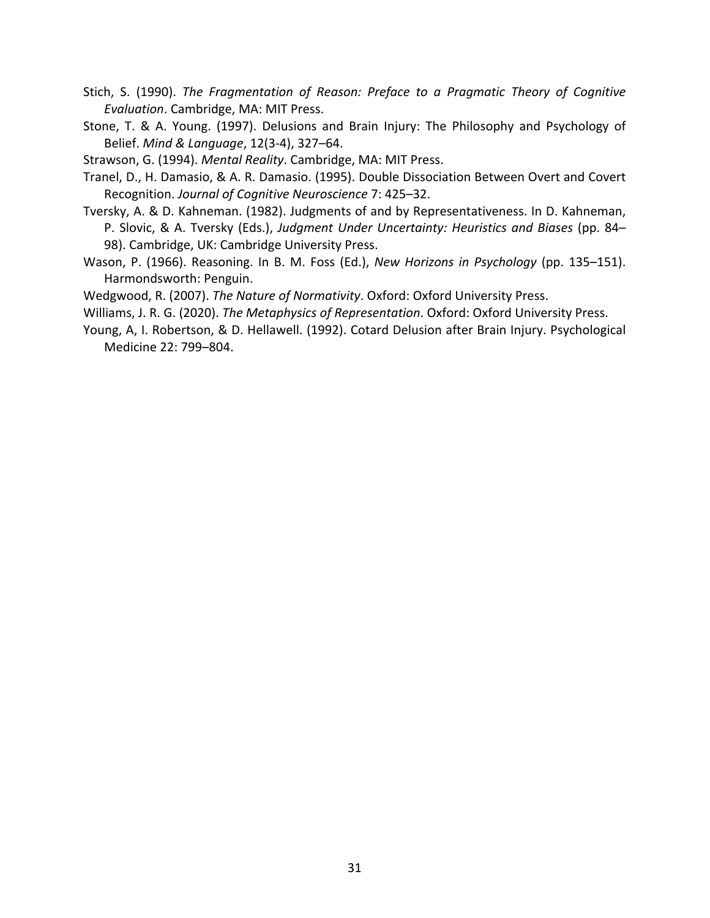Stich, S. (1990). *The Fragmentation of Reason: Preface to a Pragmatic Theory of Cognitive Evaluation*. Cambridge, MA: MIT Press.

Stone, T. & A. Young. (1997). Delusions and Brain Injury: The Philosophy and Psychology of Belief. *Mind & Language*, 12(3-4), 327–64.

Strawson, G. (1994). *Mental Reality*. Cambridge, MA: MIT Press.

Tranel, D., H. Damasio, & A. R. Damasio. (1995). Double Dissociation Between Overt and Covert Recognition. *Journal of Cognitive Neuroscience* 7: 425–32.

Tversky, A. & D. Kahneman. (1982). Judgments of and by Representativeness. In D. Kahneman, P. Slovic, & A. Tversky (Eds.), *Judgment Under Uncertainty: Heuristics and Biases* (pp. 84–98). Cambridge, UK: Cambridge University Press.

Wason, P. (1966). Reasoning. In B. M. Foss (Ed.), *New Horizons in Psychology* (pp. 135–151). Harmondsworth: Penguin.

Wedgwood, R. (2007). *The Nature of Normativity*. Oxford: Oxford University Press.

Williams, J. R. G. (2020). *The Metaphysics of Representation*. Oxford: Oxford University Press.

Young, A, I. Robertson, & D. Hellawell. (1992). Cotard Delusion after Brain Injury. Psychological Medicine 22: 799–804.